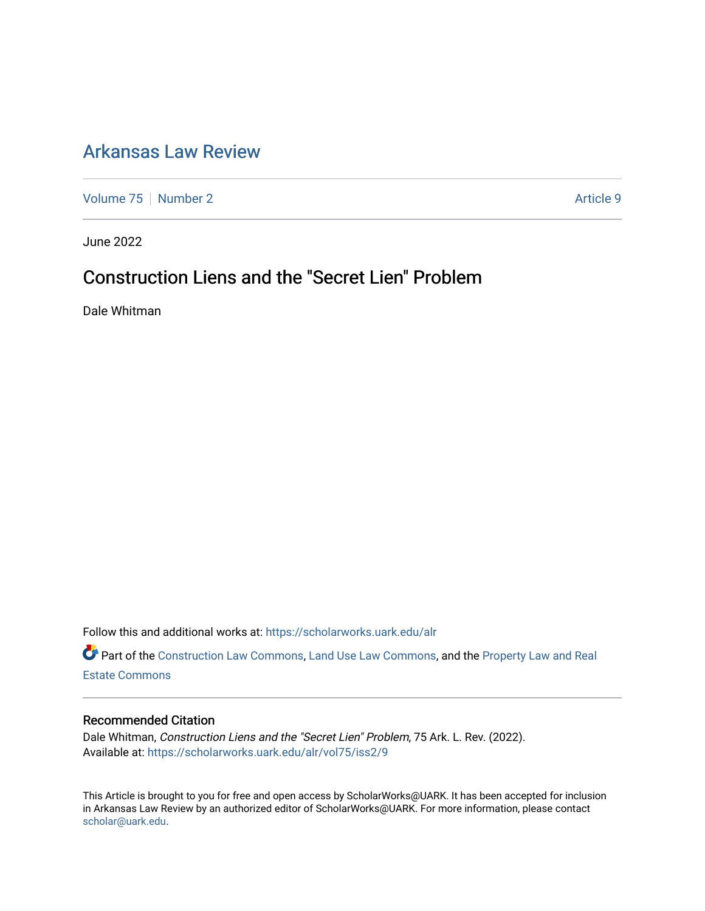# Arkansas Law Review

Volume 75 | Number 2 | Article 9

June 2022

## Construction Liens and the "Secret Lien" Problem

Dale Whitman

Follow this and additional works at: https://scholarworks.uark.edu/alr

Part of the Construction Law Commons, Land Use Law Commons, and the Property Law and Real Estate Commons

### Recommended Citation

Dale Whitman, *Construction Liens and the "Secret Lien" Problem*, 75 Ark. L. Rev. (2022).
Available at: https://scholarworks.uark.edu/alr/vol75/iss2/9

This Article is brought to you for free and open access by ScholarWorks@UARK. It has been accepted for inclusion in Arkansas Law Review by an authorized editor of ScholarWorks@UARK. For more information, please contact scholar@uark.edu.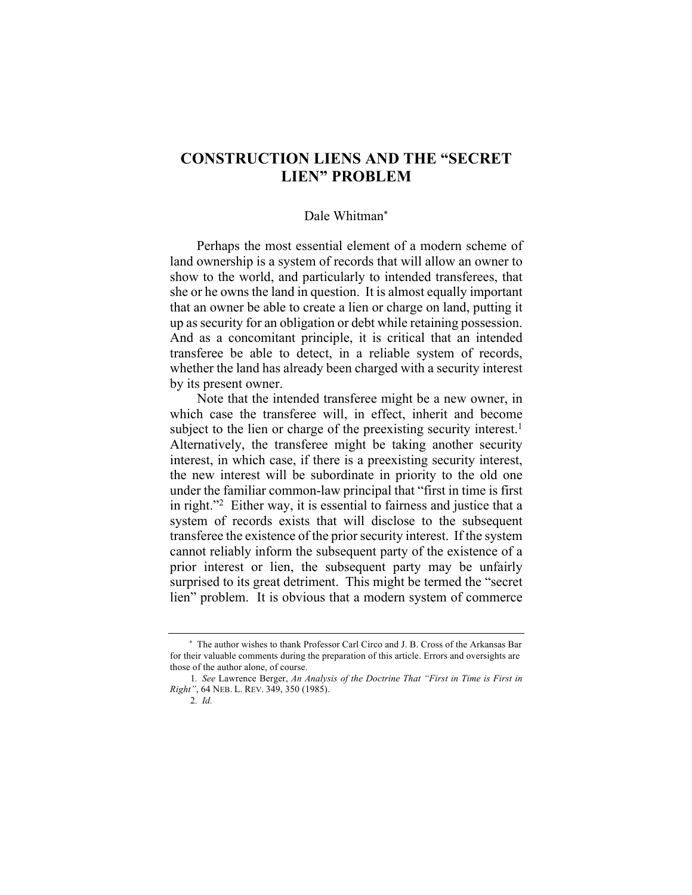# CONSTRUCTION LIENS AND THE "SECRET LIEN" PROBLEM

Dale Whitman*

Perhaps the most essential element of a modern scheme of land ownership is a system of records that will allow an owner to show to the world, and particularly to intended transferees, that she or he owns the land in question. It is almost equally important that an owner be able to create a lien or charge on land, putting it up as security for an obligation or debt while retaining possession. And as a concomitant principle, it is critical that an intended transferee be able to detect, in a reliable system of records, whether the land has already been charged with a security interest by its present owner.

Note that the intended transferee might be a new owner, in which case the transferee will, in effect, inherit and become subject to the lien or charge of the preexisting security interest.[1] Alternatively, the transferee might be taking another security interest, in which case, if there is a preexisting security interest, the new interest will be subordinate in priority to the old one under the familiar common-law principal that "first in time is first in right."[2] Either way, it is essential to fairness and justice that a system of records exists that will disclose to the subsequent transferee the existence of the prior security interest. If the system cannot reliably inform the subsequent party of the existence of a prior interest or lien, the subsequent party may be unfairly surprised to its great detriment. This might be termed the "secret lien" problem. It is obvious that a modern system of commerce

---

\* The author wishes to thank Professor Carl Circo and J. B. Cross of the Arkansas Bar for their valuable comments during the preparation of this article. Errors and oversights are those of the author alone, of course.

1. *See* Lawrence Berger, *An Analysis of the Doctrine That "First in Time is First in Right"*, 64 NEB. L. REV. 349, 350 (1985).

2. *Id.*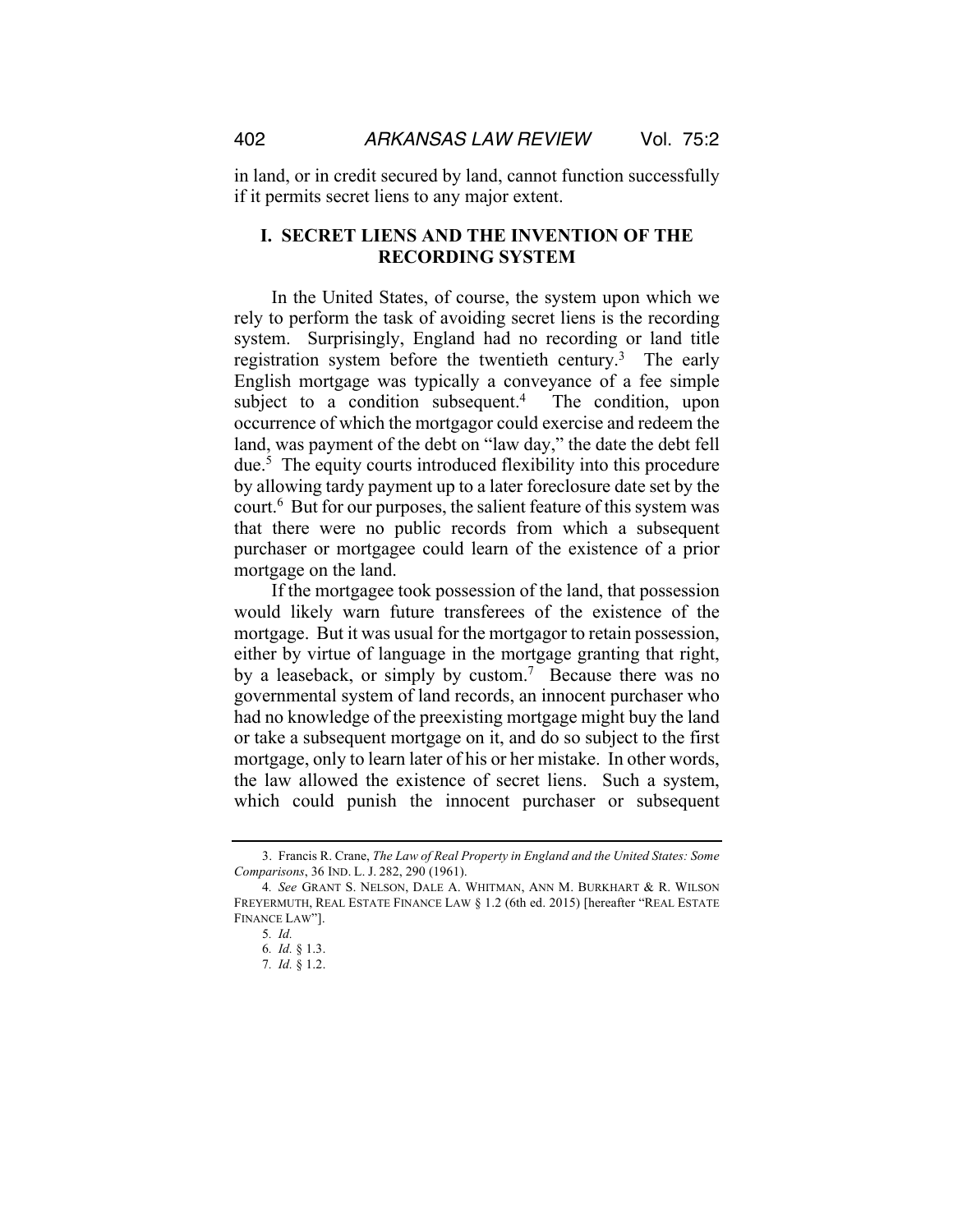in land, or in credit secured by land, cannot function successfully if it permits secret liens to any major extent.

## I. SECRET LIENS AND THE INVENTION OF THE RECORDING SYSTEM

In the United States, of course, the system upon which we rely to perform the task of avoiding secret liens is the recording system. Surprisingly, England had no recording or land title registration system before the twentieth century.[3] The early English mortgage was typically a conveyance of a fee simple subject to a condition subsequent.[4] The condition, upon occurrence of which the mortgagor could exercise and redeem the land, was payment of the debt on "law day," the date the debt fell due.[5] The equity courts introduced flexibility into this procedure by allowing tardy payment up to a later foreclosure date set by the court.[6] But for our purposes, the salient feature of this system was that there were no public records from which a subsequent purchaser or mortgagee could learn of the existence of a prior mortgage on the land.

If the mortgagee took possession of the land, that possession would likely warn future transferees of the existence of the mortgage. But it was usual for the mortgagor to retain possession, either by virtue of language in the mortgage granting that right, by a leaseback, or simply by custom.[7] Because there was no governmental system of land records, an innocent purchaser who had no knowledge of the preexisting mortgage might buy the land or take a subsequent mortgage on it, and do so subject to the first mortgage, only to learn later of his or her mistake. In other words, the law allowed the existence of secret liens. Such a system, which could punish the innocent purchaser or subsequent

---

3. Francis R. Crane, *The Law of Real Property in England and the United States: Some Comparisons*, 36 IND. L. J. 282, 290 (1961).

4. *See* GRANT S. NELSON, DALE A. WHITMAN, ANN M. BURKHART & R. WILSON FREYERMUTH, REAL ESTATE FINANCE LAW § 1.2 (6th ed. 2015) [hereafter "REAL ESTATE FINANCE LAW"].

5. *Id.*

6. *Id.* § 1.3.

7. *Id.* § 1.2.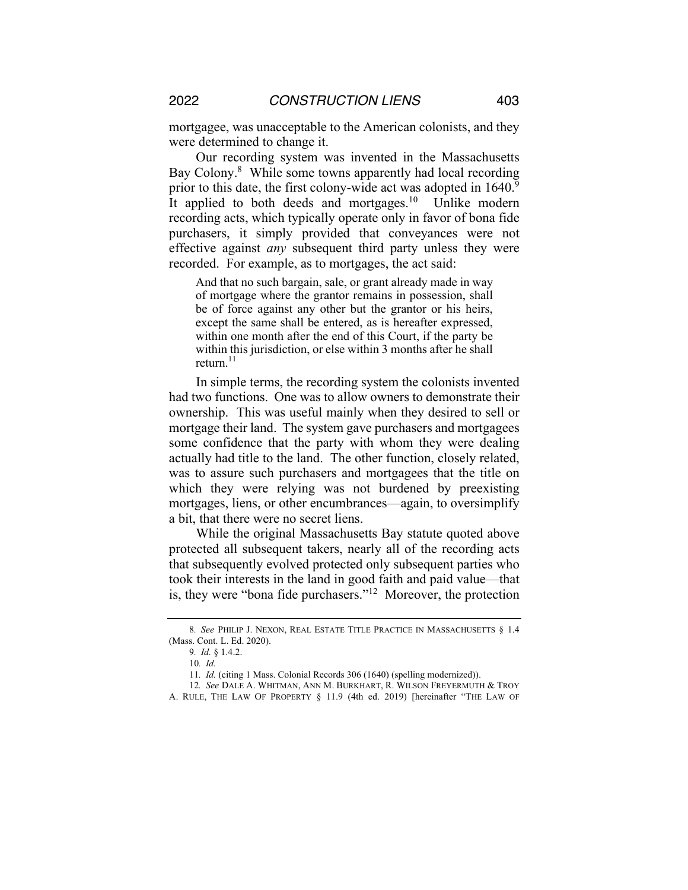mortgagee, was unacceptable to the American colonists, and they were determined to change it.

Our recording system was invented in the Massachusetts Bay Colony.[8] While some towns apparently had local recording prior to this date, the first colony-wide act was adopted in 1640.[9] It applied to both deeds and mortgages.[10] Unlike modern recording acts, which typically operate only in favor of bona fide purchasers, it simply provided that conveyances were not effective against *any* subsequent third party unless they were recorded. For example, as to mortgages, the act said:

> And that no such bargain, sale, or grant already made in way of mortgage where the grantor remains in possession, shall be of force against any other but the grantor or his heirs, except the same shall be entered, as is hereafter expressed, within one month after the end of this Court, if the party be within this jurisdiction, or else within 3 months after he shall return.[11]

In simple terms, the recording system the colonists invented had two functions. One was to allow owners to demonstrate their ownership. This was useful mainly when they desired to sell or mortgage their land. The system gave purchasers and mortgagees some confidence that the party with whom they were dealing actually had title to the land. The other function, closely related, was to assure such purchasers and mortgagees that the title on which they were relying was not burdened by preexisting mortgages, liens, or other encumbrances—again, to oversimplify a bit, that there were no secret liens.

While the original Massachusetts Bay statute quoted above protected all subsequent takers, nearly all of the recording acts that subsequently evolved protected only subsequent parties who took their interests in the land in good faith and paid value—that is, they were "bona fide purchasers."[12] Moreover, the protection

---

8. *See* PHILIP J. NEXON, REAL ESTATE TITLE PRACTICE IN MASSACHUSETTS § 1.4 (Mass. Cont. L. Ed. 2020).

9. *Id.* § 1.4.2.

10. *Id.*

11. *Id.* (citing 1 Mass. Colonial Records 306 (1640) (spelling modernized)).

12. *See* DALE A. WHITMAN, ANN M. BURKHART, R. WILSON FREYERMUTH & TROY A. RULE, THE LAW OF PROPERTY § 11.9 (4th ed. 2019) [hereinafter "THE LAW OF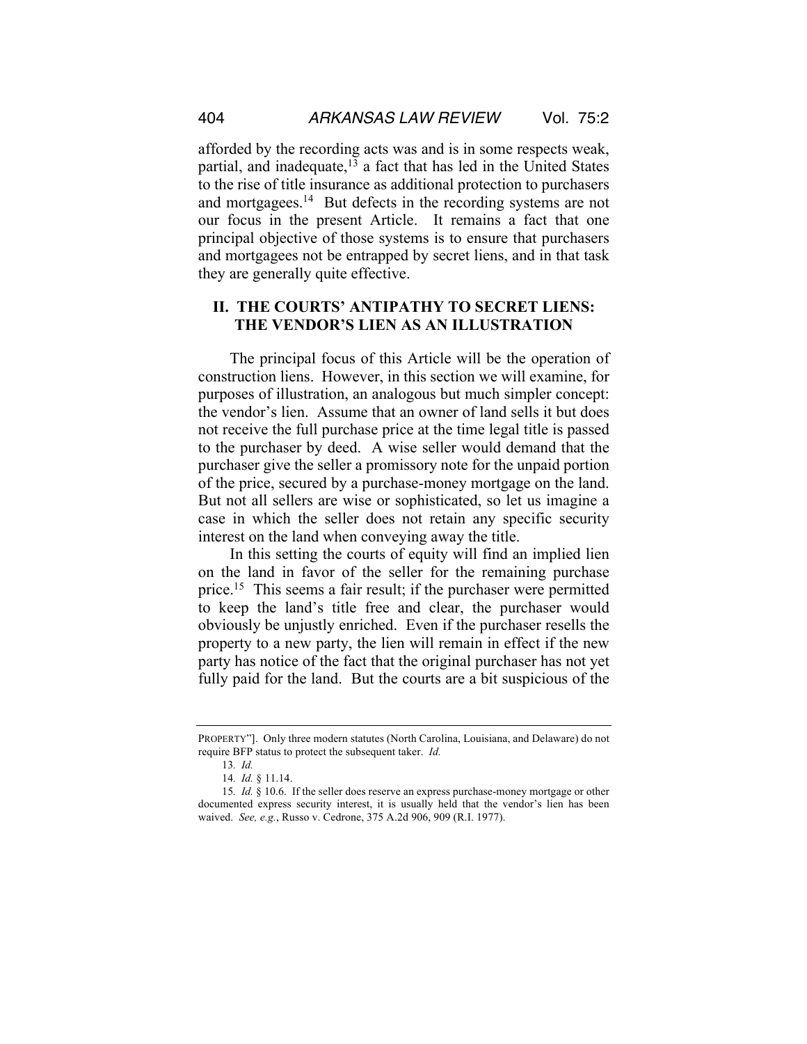afforded by the recording acts was and is in some respects weak, partial, and inadequate,[13] a fact that has led in the United States to the rise of title insurance as additional protection to purchasers and mortgagees.[14] But defects in the recording systems are not our focus in the present Article. It remains a fact that one principal objective of those systems is to ensure that purchasers and mortgagees not be entrapped by secret liens, and in that task they are generally quite effective.

## II. THE COURTS' ANTIPATHY TO SECRET LIENS: THE VENDOR'S LIEN AS AN ILLUSTRATION

The principal focus of this Article will be the operation of construction liens. However, in this section we will examine, for purposes of illustration, an analogous but much simpler concept: the vendor's lien. Assume that an owner of land sells it but does not receive the full purchase price at the time legal title is passed to the purchaser by deed. A wise seller would demand that the purchaser give the seller a promissory note for the unpaid portion of the price, secured by a purchase-money mortgage on the land. But not all sellers are wise or sophisticated, so let us imagine a case in which the seller does not retain any specific security interest on the land when conveying away the title.

In this setting the courts of equity will find an implied lien on the land in favor of the seller for the remaining purchase price.[15] This seems a fair result; if the purchaser were permitted to keep the land's title free and clear, the purchaser would obviously be unjustly enriched. Even if the purchaser resells the property to a new party, the lien will remain in effect if the new party has notice of the fact that the original purchaser has not yet fully paid for the land. But the courts are a bit suspicious of the

---

PROPERTY"]. Only three modern statutes (North Carolina, Louisiana, and Delaware) do not require BFP status to protect the subsequent taker. *Id.*

13. *Id.*

14. *Id.* § 11.14.

15. *Id.* § 10.6. If the seller does reserve an express purchase-money mortgage or other documented express security interest, it is usually held that the vendor's lien has been waived. *See, e.g.*, Russo v. Cedrone, 375 A.2d 906, 909 (R.I. 1977).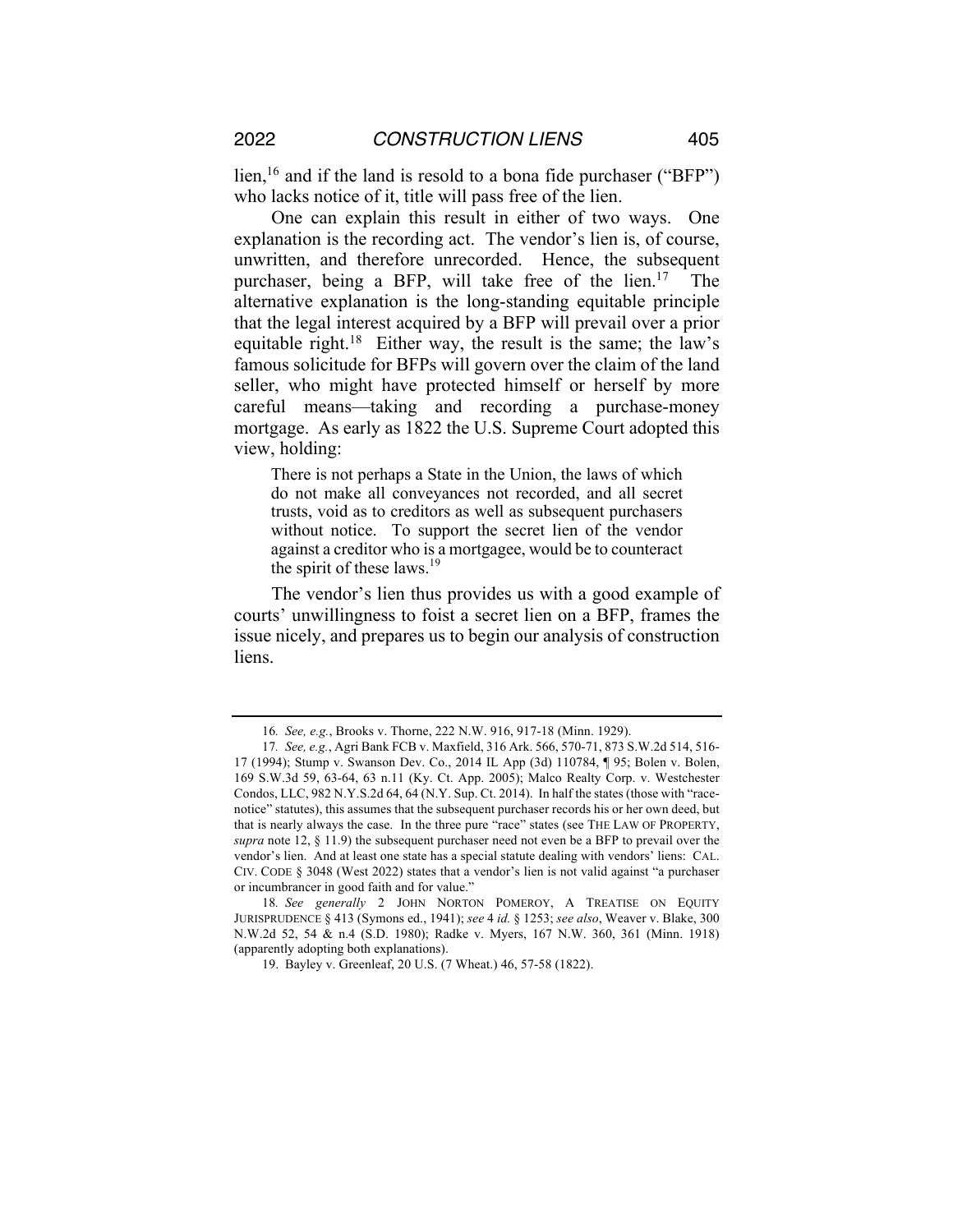lien,[16] and if the land is resold to a bona fide purchaser ("BFP") who lacks notice of it, title will pass free of the lien.

One can explain this result in either of two ways. One explanation is the recording act. The vendor's lien is, of course, unwritten, and therefore unrecorded. Hence, the subsequent purchaser, being a BFP, will take free of the lien.[17] The alternative explanation is the long-standing equitable principle that the legal interest acquired by a BFP will prevail over a prior equitable right.[18] Either way, the result is the same; the law's famous solicitude for BFPs will govern over the claim of the land seller, who might have protected himself or herself by more careful means—taking and recording a purchase-money mortgage. As early as 1822 the U.S. Supreme Court adopted this view, holding:

> There is not perhaps a State in the Union, the laws of which do not make all conveyances not recorded, and all secret trusts, void as to creditors as well as subsequent purchasers without notice. To support the secret lien of the vendor against a creditor who is a mortgagee, would be to counteract the spirit of these laws.[19]

The vendor's lien thus provides us with a good example of courts' unwillingness to foist a secret lien on a BFP, frames the issue nicely, and prepares us to begin our analysis of construction liens.

---

16. *See, e.g.*, Brooks v. Thorne, 222 N.W. 916, 917-18 (Minn. 1929).

17. *See, e.g.*, Agri Bank FCB v. Maxfield, 316 Ark. 566, 570-71, 873 S.W.2d 514, 516-17 (1994); Stump v. Swanson Dev. Co., 2014 IL App (3d) 110784, ¶ 95; Bolen v. Bolen, 169 S.W.3d 59, 63-64, 63 n.11 (Ky. Ct. App. 2005); Malco Realty Corp. v. Westchester Condos, LLC, 982 N.Y.S.2d 64, 64 (N.Y. Sup. Ct. 2014). In half the states (those with "race-notice" statutes), this assumes that the subsequent purchaser records his or her own deed, but that is nearly always the case. In the three pure "race" states (see THE LAW OF PROPERTY, *supra* note 12, § 11.9) the subsequent purchaser need not even be a BFP to prevail over the vendor's lien. And at least one state has a special statute dealing with vendors' liens: CAL. CIV. CODE § 3048 (West 2022) states that a vendor's lien is not valid against "a purchaser or incumbrancer in good faith and for value."

18. *See generally* 2 JOHN NORTON POMEROY, A TREATISE ON EQUITY JURISPRUDENCE § 413 (Symons ed., 1941); *see* 4 *id.* § 1253; *see also*, Weaver v. Blake, 300 N.W.2d 52, 54 & n.4 (S.D. 1980); Radke v. Myers, 167 N.W. 360, 361 (Minn. 1918) (apparently adopting both explanations).

19. Bayley v. Greenleaf, 20 U.S. (7 Wheat.) 46, 57-58 (1822).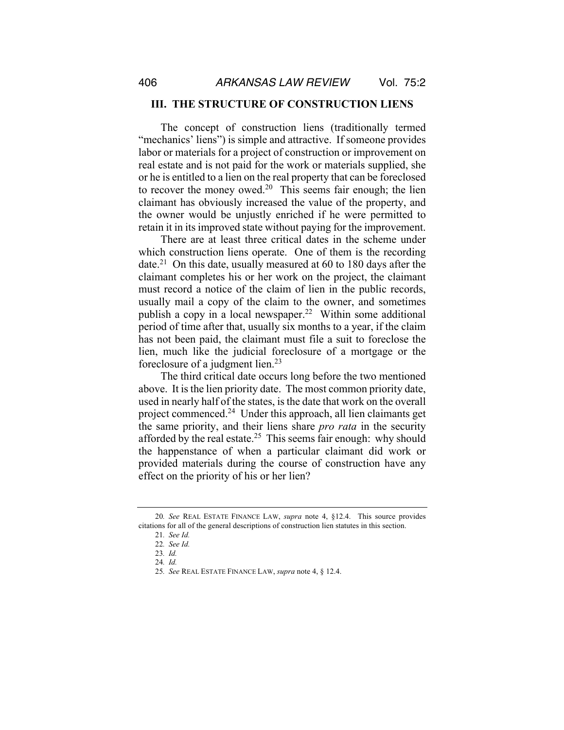## III. THE STRUCTURE OF CONSTRUCTION LIENS

The concept of construction liens (traditionally termed "mechanics' liens") is simple and attractive. If someone provides labor or materials for a project of construction or improvement on real estate and is not paid for the work or materials supplied, she or he is entitled to a lien on the real property that can be foreclosed to recover the money owed.[20] This seems fair enough; the lien claimant has obviously increased the value of the property, and the owner would be unjustly enriched if he were permitted to retain it in its improved state without paying for the improvement.

There are at least three critical dates in the scheme under which construction liens operate. One of them is the recording date.[21] On this date, usually measured at 60 to 180 days after the claimant completes his or her work on the project, the claimant must record a notice of the claim of lien in the public records, usually mail a copy of the claim to the owner, and sometimes publish a copy in a local newspaper.[22] Within some additional period of time after that, usually six months to a year, if the claim has not been paid, the claimant must file a suit to foreclose the lien, much like the judicial foreclosure of a mortgage or the foreclosure of a judgment lien.[23]

The third critical date occurs long before the two mentioned above. It is the lien priority date. The most common priority date, used in nearly half of the states, is the date that work on the overall project commenced.[24] Under this approach, all lien claimants get the same priority, and their liens share *pro rata* in the security afforded by the real estate.[25] This seems fair enough: why should the happenstance of when a particular claimant did work or provided materials during the course of construction have any effect on the priority of his or her lien?

---

20. *See* REAL ESTATE FINANCE LAW, *supra* note 4, §12.4. This source provides citations for all of the general descriptions of construction lien statutes in this section.

21. *See Id.*

22. *See Id.*

23. *Id.*

24. *Id.*

25. *See* REAL ESTATE FINANCE LAW, *supra* note 4, § 12.4.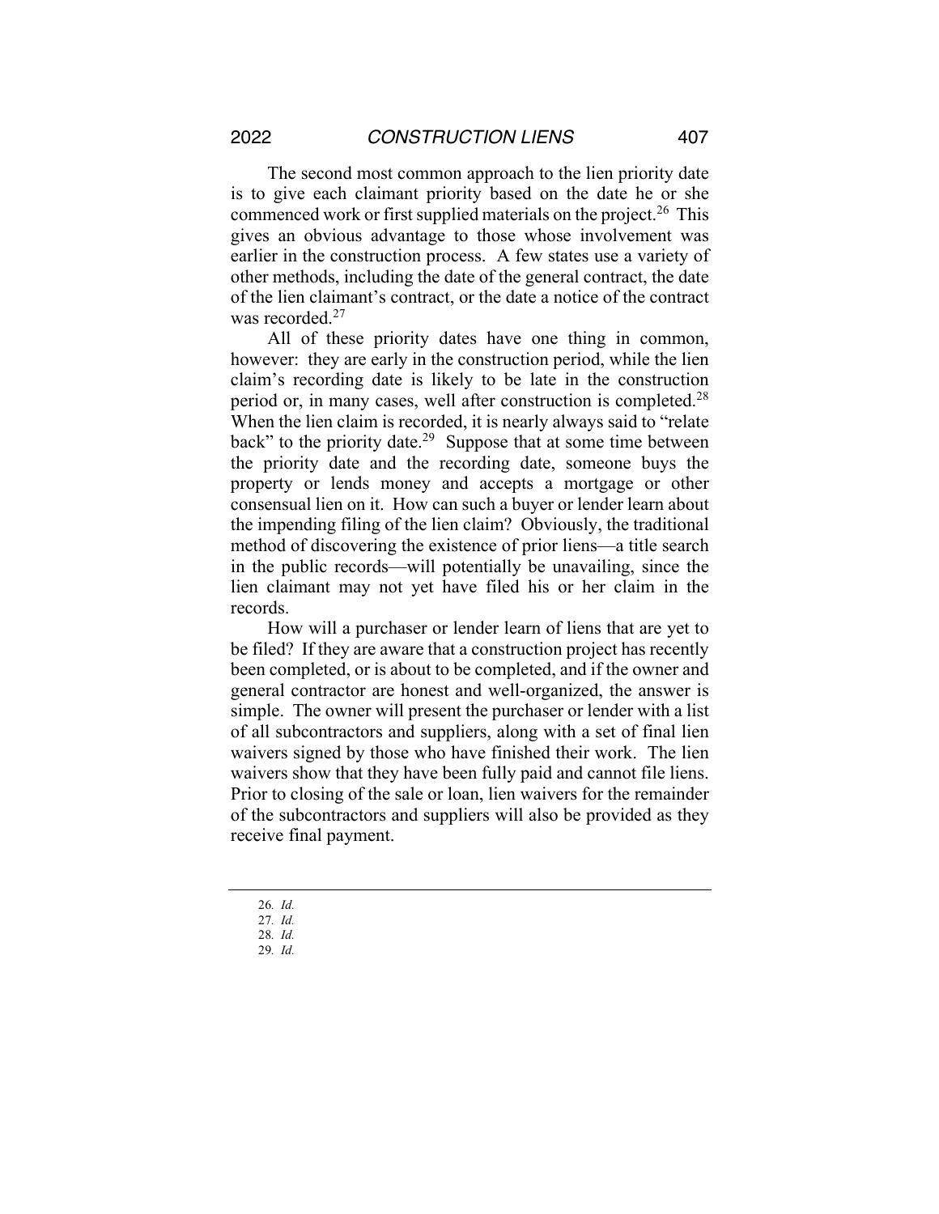The second most common approach to the lien priority date is to give each claimant priority based on the date he or she commenced work or first supplied materials on the project.[26] This gives an obvious advantage to those whose involvement was earlier in the construction process. A few states use a variety of other methods, including the date of the general contract, the date of the lien claimant's contract, or the date a notice of the contract was recorded.[27]

All of these priority dates have one thing in common, however: they are early in the construction period, while the lien claim's recording date is likely to be late in the construction period or, in many cases, well after construction is completed.[28] When the lien claim is recorded, it is nearly always said to "relate back" to the priority date.[29] Suppose that at some time between the priority date and the recording date, someone buys the property or lends money and accepts a mortgage or other consensual lien on it. How can such a buyer or lender learn about the impending filing of the lien claim? Obviously, the traditional method of discovering the existence of prior liens—a title search in the public records—will potentially be unavailing, since the lien claimant may not yet have filed his or her claim in the records.

How will a purchaser or lender learn of liens that are yet to be filed? If they are aware that a construction project has recently been completed, or is about to be completed, and if the owner and general contractor are honest and well-organized, the answer is simple. The owner will present the purchaser or lender with a list of all subcontractors and suppliers, along with a set of final lien waivers signed by those who have finished their work. The lien waivers show that they have been fully paid and cannot file liens. Prior to closing of the sale or loan, lien waivers for the remainder of the subcontractors and suppliers will also be provided as they receive final payment.

---

26. *Id.*
27. *Id.*
28. *Id.*
29. *Id.*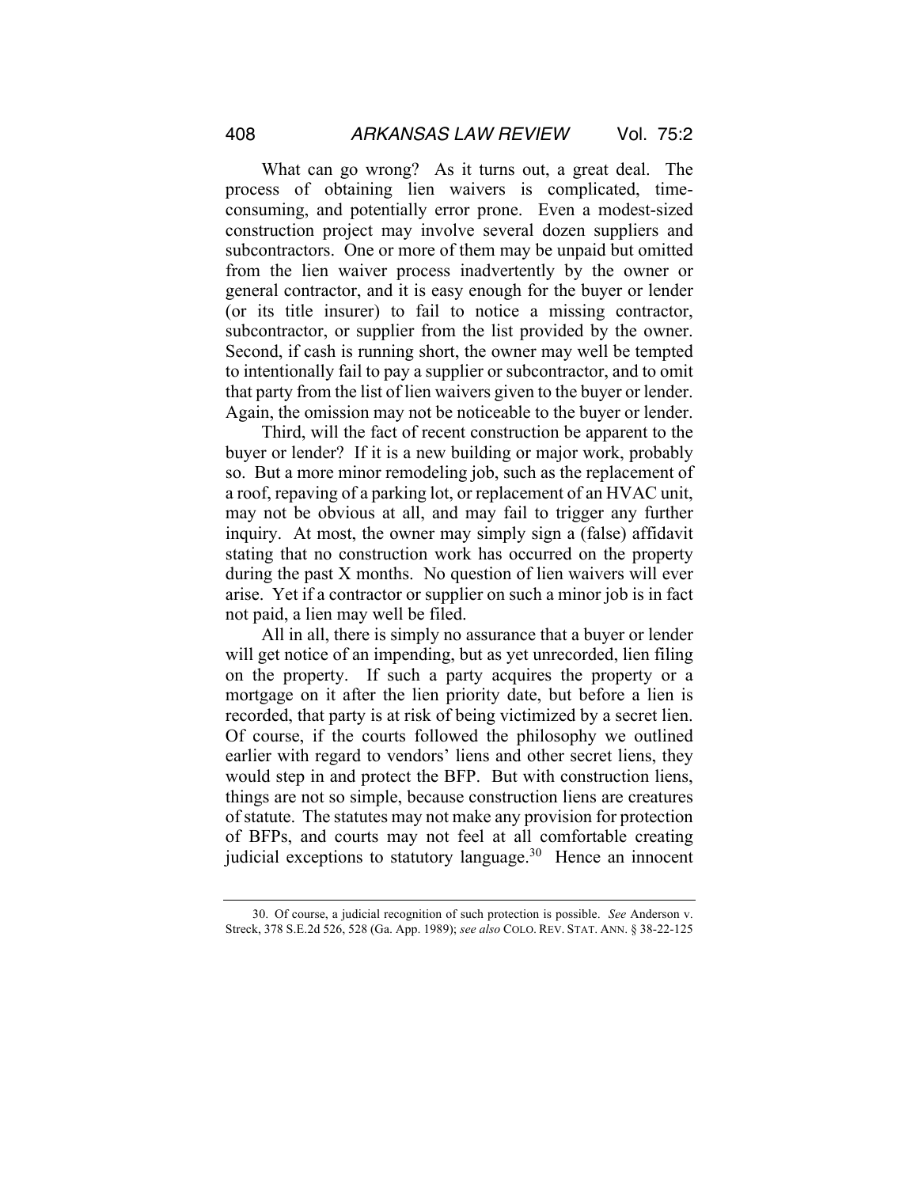What can go wrong? As it turns out, a great deal. The process of obtaining lien waivers is complicated, time-consuming, and potentially error prone. Even a modest-sized construction project may involve several dozen suppliers and subcontractors. One or more of them may be unpaid but omitted from the lien waiver process inadvertently by the owner or general contractor, and it is easy enough for the buyer or lender (or its title insurer) to fail to notice a missing contractor, subcontractor, or supplier from the list provided by the owner. Second, if cash is running short, the owner may well be tempted to intentionally fail to pay a supplier or subcontractor, and to omit that party from the list of lien waivers given to the buyer or lender. Again, the omission may not be noticeable to the buyer or lender.

Third, will the fact of recent construction be apparent to the buyer or lender? If it is a new building or major work, probably so. But a more minor remodeling job, such as the replacement of a roof, repaving of a parking lot, or replacement of an HVAC unit, may not be obvious at all, and may fail to trigger any further inquiry. At most, the owner may simply sign a (false) affidavit stating that no construction work has occurred on the property during the past X months. No question of lien waivers will ever arise. Yet if a contractor or supplier on such a minor job is in fact not paid, a lien may well be filed.

All in all, there is simply no assurance that a buyer or lender will get notice of an impending, but as yet unrecorded, lien filing on the property. If such a party acquires the property or a mortgage on it after the lien priority date, but before a lien is recorded, that party is at risk of being victimized by a secret lien. Of course, if the courts followed the philosophy we outlined earlier with regard to vendors' liens and other secret liens, they would step in and protect the BFP. But with construction liens, things are not so simple, because construction liens are creatures of statute. The statutes may not make any provision for protection of BFPs, and courts may not feel at all comfortable creating judicial exceptions to statutory language.[30] Hence an innocent

---

30. Of course, a judicial recognition of such protection is possible. *See* Anderson v. Streck, 378 S.E.2d 526, 528 (Ga. App. 1989); *see also* COLO. REV. STAT. ANN. § 38-22-125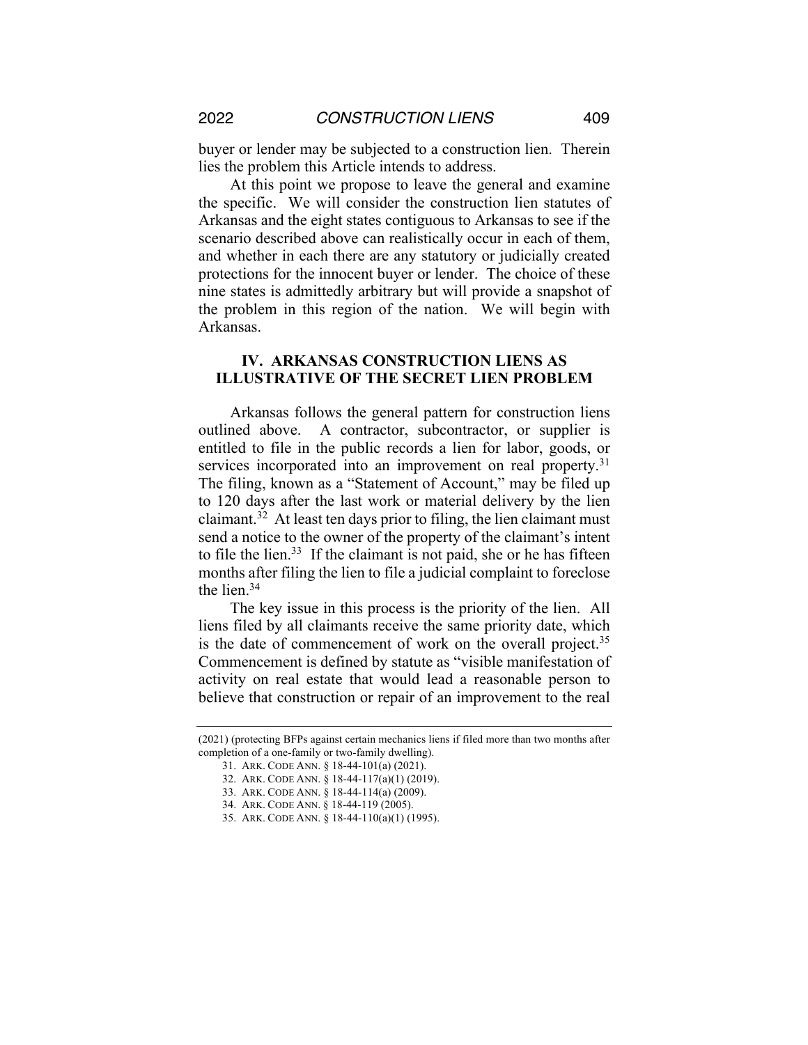buyer or lender may be subjected to a construction lien. Therein lies the problem this Article intends to address.

At this point we propose to leave the general and examine the specific. We will consider the construction lien statutes of Arkansas and the eight states contiguous to Arkansas to see if the scenario described above can realistically occur in each of them, and whether in each there are any statutory or judicially created protections for the innocent buyer or lender. The choice of these nine states is admittedly arbitrary but will provide a snapshot of the problem in this region of the nation. We will begin with Arkansas.

## IV. ARKANSAS CONSTRUCTION LIENS AS ILLUSTRATIVE OF THE SECRET LIEN PROBLEM

Arkansas follows the general pattern for construction liens outlined above. A contractor, subcontractor, or supplier is entitled to file in the public records a lien for labor, goods, or services incorporated into an improvement on real property.[31] The filing, known as a "Statement of Account," may be filed up to 120 days after the last work or material delivery by the lien claimant.[32] At least ten days prior to filing, the lien claimant must send a notice to the owner of the property of the claimant's intent to file the lien.[33] If the claimant is not paid, she or he has fifteen months after filing the lien to file a judicial complaint to foreclose the lien.[34]

The key issue in this process is the priority of the lien. All liens filed by all claimants receive the same priority date, which is the date of commencement of work on the overall project.[35] Commencement is defined by statute as "visible manifestation of activity on real estate that would lead a reasonable person to believe that construction or repair of an improvement to the real

---

(2021) (protecting BFPs against certain mechanics liens if filed more than two months after completion of a one-family or two-family dwelling).

31. ARK. CODE ANN. § 18-44-101(a) (2021).

32. ARK. CODE ANN. § 18-44-117(a)(1) (2019).

33. ARK. CODE ANN. § 18-44-114(a) (2009).

34. ARK. CODE ANN. § 18-44-119 (2005).

35. ARK. CODE ANN. § 18-44-110(a)(1) (1995).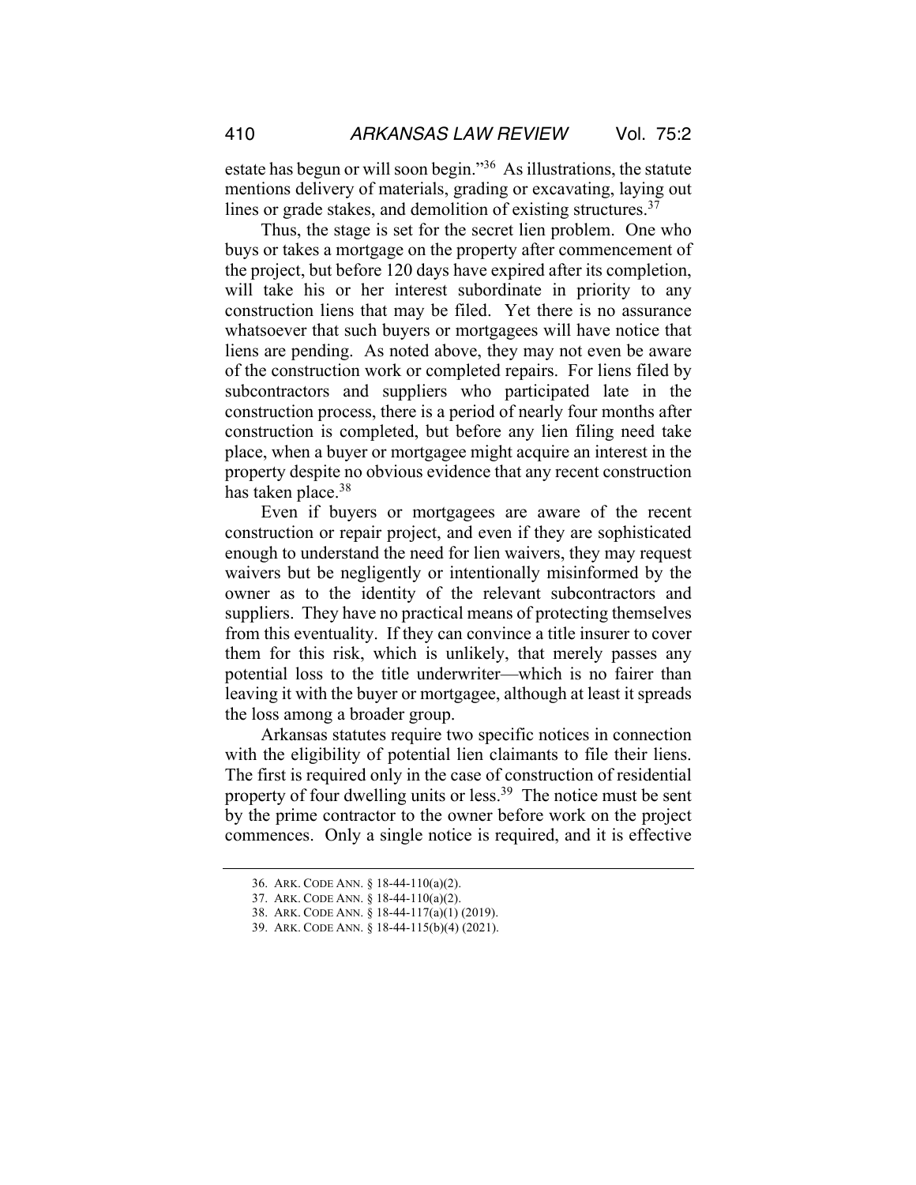estate has begun or will soon begin."[36] As illustrations, the statute mentions delivery of materials, grading or excavating, laying out lines or grade stakes, and demolition of existing structures.[37]

Thus, the stage is set for the secret lien problem. One who buys or takes a mortgage on the property after commencement of the project, but before 120 days have expired after its completion, will take his or her interest subordinate in priority to any construction liens that may be filed. Yet there is no assurance whatsoever that such buyers or mortgagees will have notice that liens are pending. As noted above, they may not even be aware of the construction work or completed repairs. For liens filed by subcontractors and suppliers who participated late in the construction process, there is a period of nearly four months after construction is completed, but before any lien filing need take place, when a buyer or mortgagee might acquire an interest in the property despite no obvious evidence that any recent construction has taken place.[38]

Even if buyers or mortgagees are aware of the recent construction or repair project, and even if they are sophisticated enough to understand the need for lien waivers, they may request waivers but be negligently or intentionally misinformed by the owner as to the identity of the relevant subcontractors and suppliers. They have no practical means of protecting themselves from this eventuality. If they can convince a title insurer to cover them for this risk, which is unlikely, that merely passes any potential loss to the title underwriter—which is no fairer than leaving it with the buyer or mortgagee, although at least it spreads the loss among a broader group.

Arkansas statutes require two specific notices in connection with the eligibility of potential lien claimants to file their liens. The first is required only in the case of construction of residential property of four dwelling units or less.[39] The notice must be sent by the prime contractor to the owner before work on the project commences. Only a single notice is required, and it is effective

---

36. ARK. CODE ANN. § 18-44-110(a)(2).

37. ARK. CODE ANN. § 18-44-110(a)(2).

38. ARK. CODE ANN. § 18-44-117(a)(1) (2019).

39. ARK. CODE ANN. § 18-44-115(b)(4) (2021).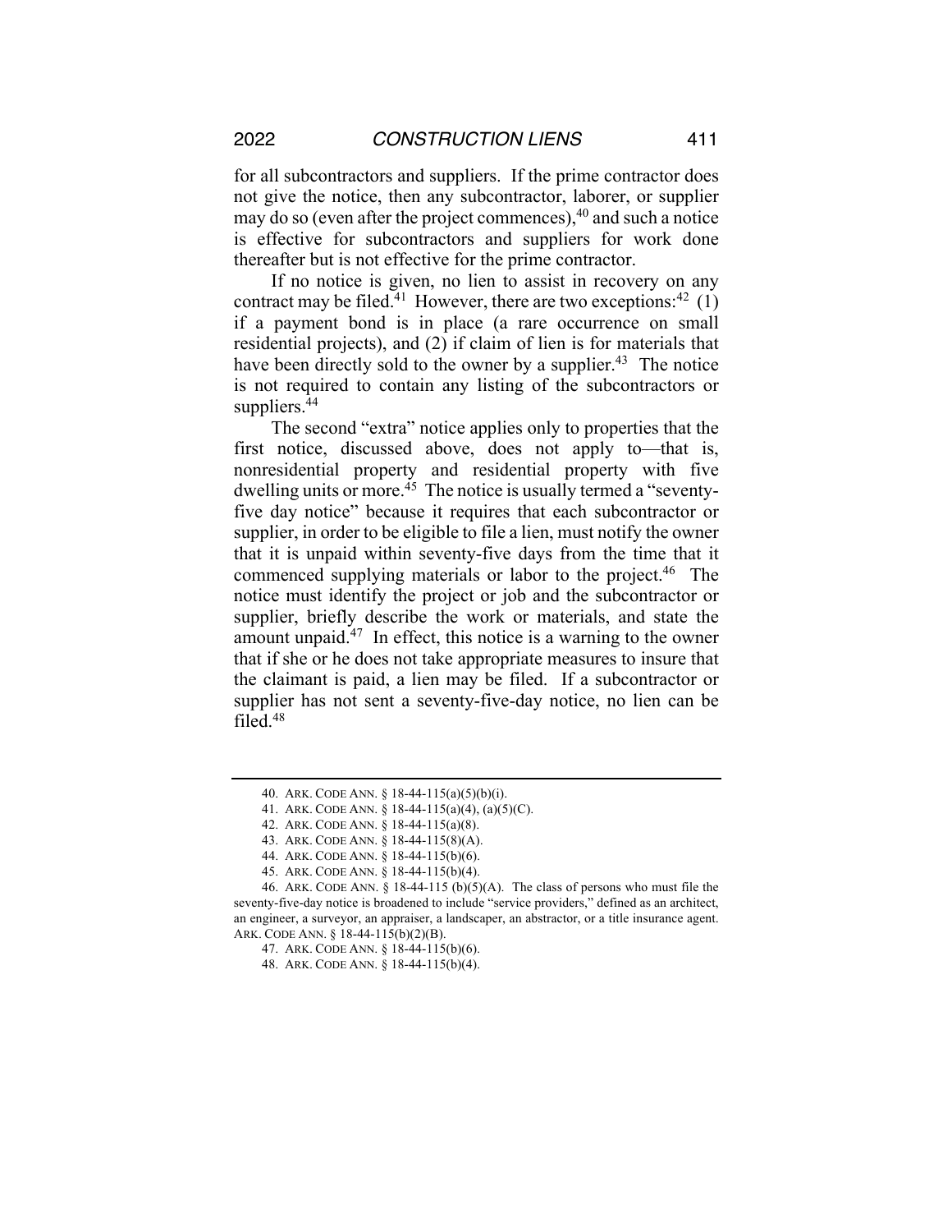for all subcontractors and suppliers. If the prime contractor does not give the notice, then any subcontractor, laborer, or supplier may do so (even after the project commences),[40] and such a notice is effective for subcontractors and suppliers for work done thereafter but is not effective for the prime contractor.

If no notice is given, no lien to assist in recovery on any contract may be filed.[41] However, there are two exceptions:[42] (1) if a payment bond is in place (a rare occurrence on small residential projects), and (2) if claim of lien is for materials that have been directly sold to the owner by a supplier.[43] The notice is not required to contain any listing of the subcontractors or suppliers.[44]

The second "extra" notice applies only to properties that the first notice, discussed above, does not apply to—that is, nonresidential property and residential property with five dwelling units or more.[45] The notice is usually termed a "seventy-five day notice" because it requires that each subcontractor or supplier, in order to be eligible to file a lien, must notify the owner that it is unpaid within seventy-five days from the time that it commenced supplying materials or labor to the project.[46] The notice must identify the project or job and the subcontractor or supplier, briefly describe the work or materials, and state the amount unpaid.[47] In effect, this notice is a warning to the owner that if she or he does not take appropriate measures to insure that the claimant is paid, a lien may be filed. If a subcontractor or supplier has not sent a seventy-five-day notice, no lien can be filed.[48]

---

40. ARK. CODE ANN. § 18-44-115(a)(5)(b)(i).

41. ARK. CODE ANN. § 18-44-115(a)(4), (a)(5)(C).

42. ARK. CODE ANN. § 18-44-115(a)(8).

43. ARK. CODE ANN. § 18-44-115(8)(A).

44. ARK. CODE ANN. § 18-44-115(b)(6).

45. ARK. CODE ANN. § 18-44-115(b)(4).

46. ARK. CODE ANN. § 18-44-115 (b)(5)(A). The class of persons who must file the seventy-five-day notice is broadened to include "service providers," defined as an architect, an engineer, a surveyor, an appraiser, a landscaper, an abstractor, or a title insurance agent. ARK. CODE ANN. § 18-44-115(b)(2)(B).

47. ARK. CODE ANN. § 18-44-115(b)(6).

48. ARK. CODE ANN. § 18-44-115(b)(4).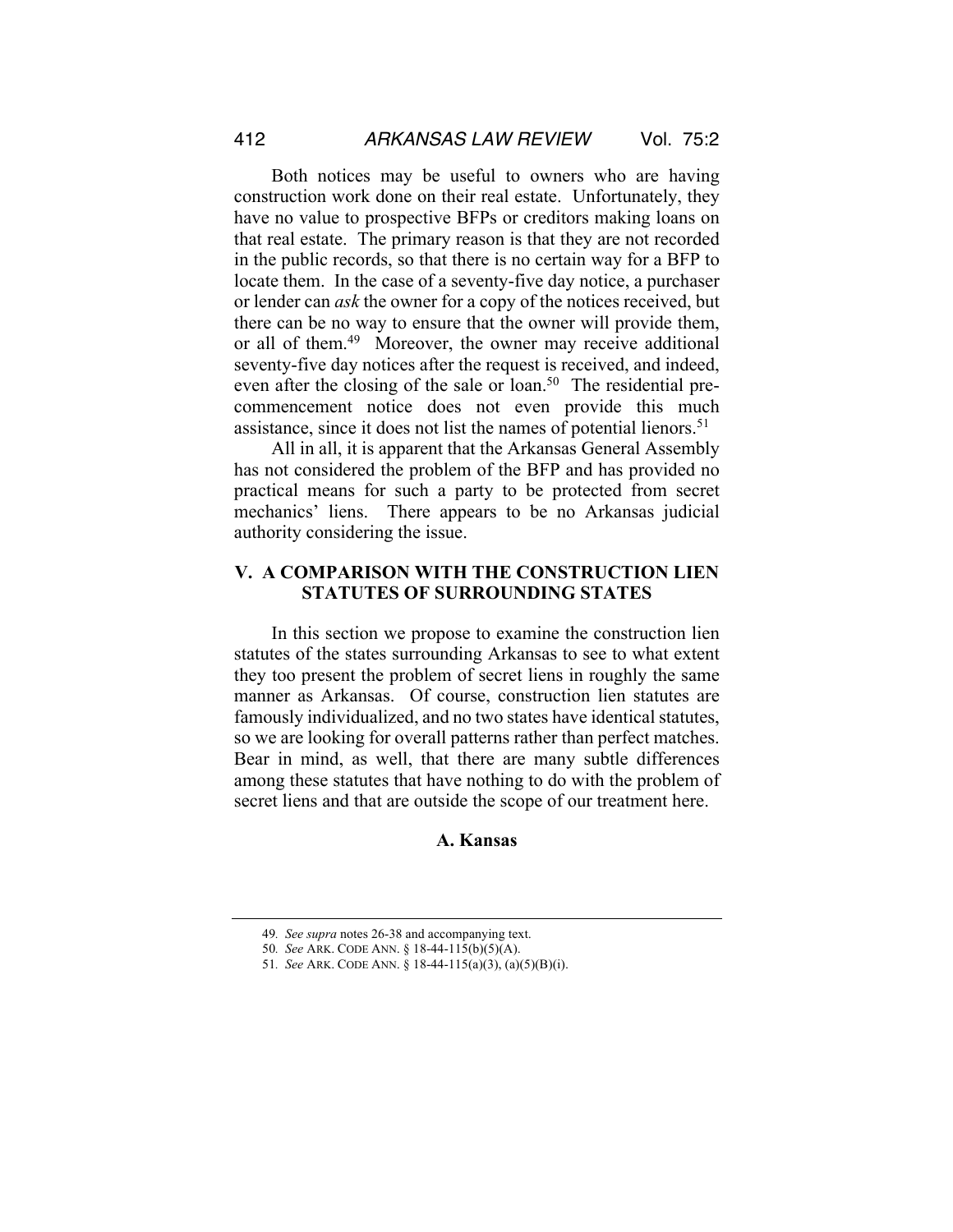Both notices may be useful to owners who are having construction work done on their real estate. Unfortunately, they have no value to prospective BFPs or creditors making loans on that real estate. The primary reason is that they are not recorded in the public records, so that there is no certain way for a BFP to locate them. In the case of a seventy-five day notice, a purchaser or lender can *ask* the owner for a copy of the notices received, but there can be no way to ensure that the owner will provide them, or all of them.[49] Moreover, the owner may receive additional seventy-five day notices after the request is received, and indeed, even after the closing of the sale or loan.[50] The residential pre-commencement notice does not even provide this much assistance, since it does not list the names of potential lienors.[51]

All in all, it is apparent that the Arkansas General Assembly has not considered the problem of the BFP and has provided no practical means for such a party to be protected from secret mechanics' liens. There appears to be no Arkansas judicial authority considering the issue.

## V. A COMPARISON WITH THE CONSTRUCTION LIEN STATUTES OF SURROUNDING STATES

In this section we propose to examine the construction lien statutes of the states surrounding Arkansas to see to what extent they too present the problem of secret liens in roughly the same manner as Arkansas. Of course, construction lien statutes are famously individualized, and no two states have identical statutes, so we are looking for overall patterns rather than perfect matches. Bear in mind, as well, that there are many subtle differences among these statutes that have nothing to do with the problem of secret liens and that are outside the scope of our treatment here.

### A. Kansas

---

49. *See supra* notes 26-38 and accompanying text.

50. *See* ARK. CODE ANN. § 18-44-115(b)(5)(A).

51. *See* ARK. CODE ANN. § 18-44-115(a)(3), (a)(5)(B)(i).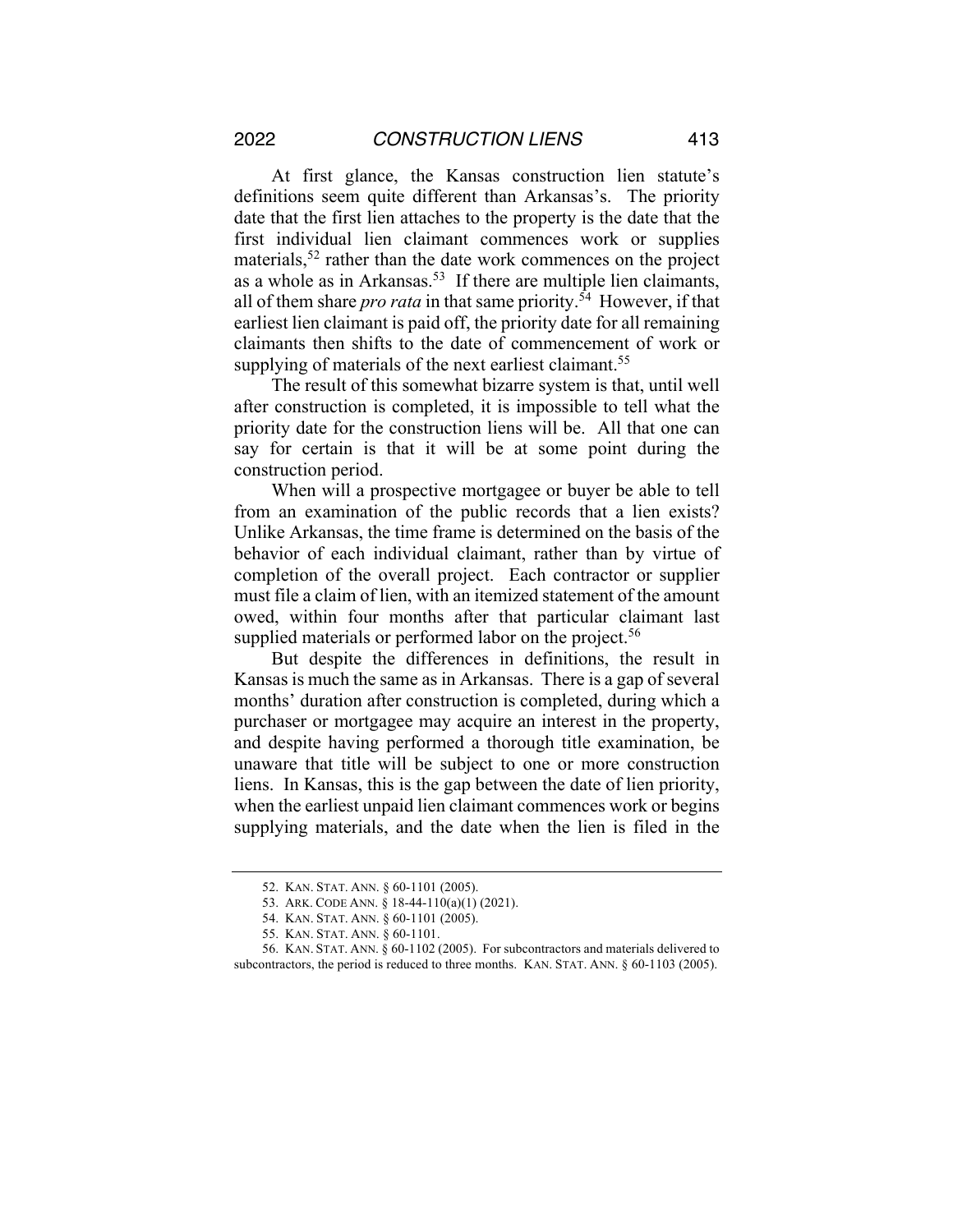At first glance, the Kansas construction lien statute's definitions seem quite different than Arkansas's. The priority date that the first lien attaches to the property is the date that the first individual lien claimant commences work or supplies materials,[52] rather than the date work commences on the project as a whole as in Arkansas.[53] If there are multiple lien claimants, all of them share *pro rata* in that same priority.[54] However, if that earliest lien claimant is paid off, the priority date for all remaining claimants then shifts to the date of commencement of work or supplying of materials of the next earliest claimant.[55]

The result of this somewhat bizarre system is that, until well after construction is completed, it is impossible to tell what the priority date for the construction liens will be. All that one can say for certain is that it will be at some point during the construction period.

When will a prospective mortgagee or buyer be able to tell from an examination of the public records that a lien exists? Unlike Arkansas, the time frame is determined on the basis of the behavior of each individual claimant, rather than by virtue of completion of the overall project. Each contractor or supplier must file a claim of lien, with an itemized statement of the amount owed, within four months after that particular claimant last supplied materials or performed labor on the project.[56]

But despite the differences in definitions, the result in Kansas is much the same as in Arkansas. There is a gap of several months' duration after construction is completed, during which a purchaser or mortgagee may acquire an interest in the property, and despite having performed a thorough title examination, be unaware that title will be subject to one or more construction liens. In Kansas, this is the gap between the date of lien priority, when the earliest unpaid lien claimant commences work or begins supplying materials, and the date when the lien is filed in the

52. KAN. STAT. ANN. § 60-1101 (2005).

53. ARK. CODE ANN. § 18-44-110(a)(1) (2021).

54. KAN. STAT. ANN. § 60-1101 (2005).

55. KAN. STAT. ANN. § 60-1101.

56. KAN. STAT. ANN. § 60-1102 (2005). For subcontractors and materials delivered to subcontractors, the period is reduced to three months. KAN. STAT. ANN. § 60-1103 (2005).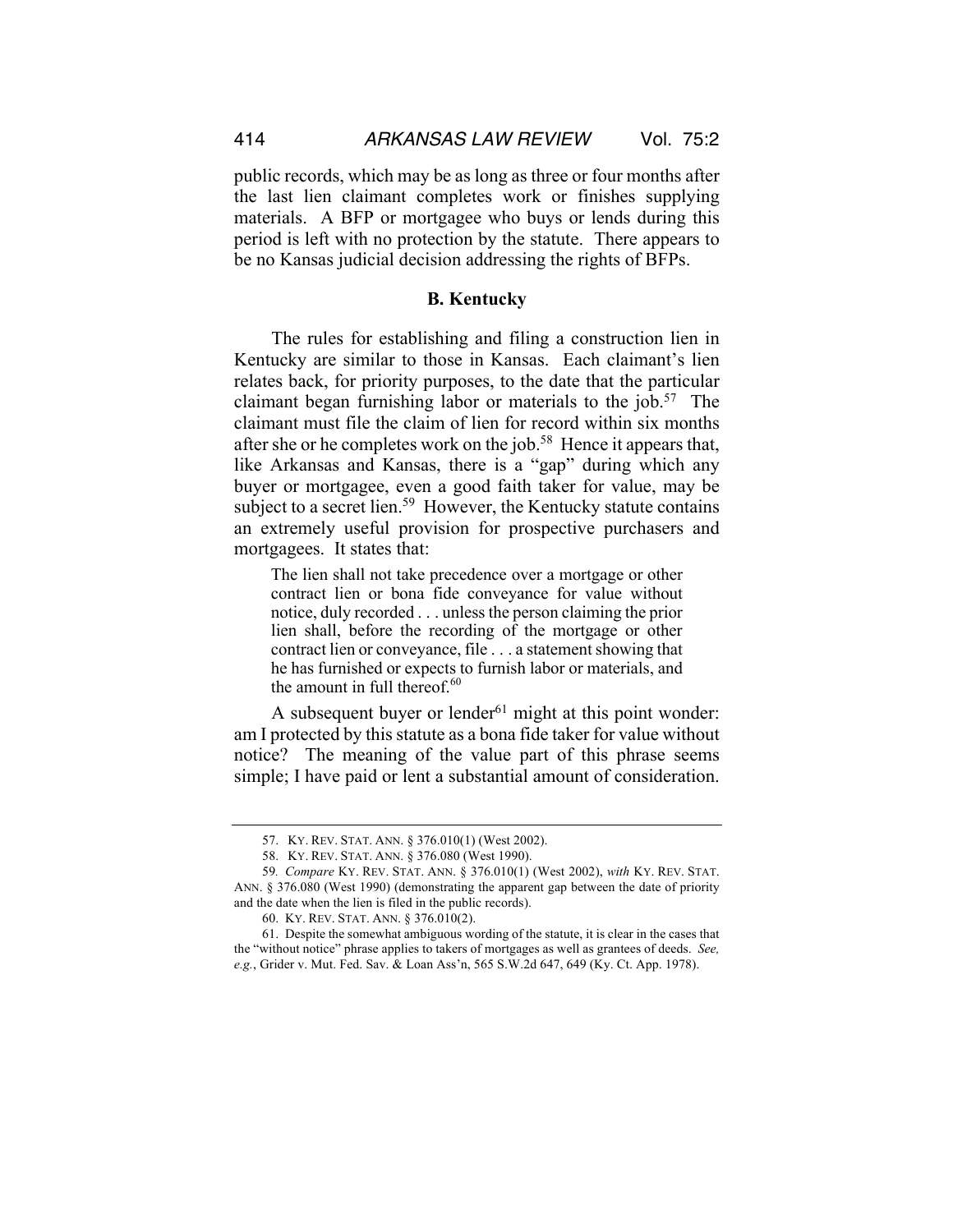public records, which may be as long as three or four months after the last lien claimant completes work or finishes supplying materials. A BFP or mortgagee who buys or lends during this period is left with no protection by the statute. There appears to be no Kansas judicial decision addressing the rights of BFPs.

### B. Kentucky

The rules for establishing and filing a construction lien in Kentucky are similar to those in Kansas. Each claimant's lien relates back, for priority purposes, to the date that the particular claimant began furnishing labor or materials to the job.[57] The claimant must file the claim of lien for record within six months after she or he completes work on the job.[58] Hence it appears that, like Arkansas and Kansas, there is a "gap" during which any buyer or mortgagee, even a good faith taker for value, may be subject to a secret lien.[59] However, the Kentucky statute contains an extremely useful provision for prospective purchasers and mortgagees. It states that:

> The lien shall not take precedence over a mortgage or other contract lien or bona fide conveyance for value without notice, duly recorded . . . unless the person claiming the prior lien shall, before the recording of the mortgage or other contract lien or conveyance, file . . . a statement showing that he has furnished or expects to furnish labor or materials, and the amount in full thereof.[60]

A subsequent buyer or lender[61] might at this point wonder: am I protected by this statute as a bona fide taker for value without notice? The meaning of the value part of this phrase seems simple; I have paid or lent a substantial amount of consideration.

---

57. KY. REV. STAT. ANN. § 376.010(1) (West 2002).

58. KY. REV. STAT. ANN. § 376.080 (West 1990).

59. *Compare* KY. REV. STAT. ANN. § 376.010(1) (West 2002), *with* KY. REV. STAT. ANN. § 376.080 (West 1990) (demonstrating the apparent gap between the date of priority and the date when the lien is filed in the public records).

60. KY. REV. STAT. ANN. § 376.010(2).

61. Despite the somewhat ambiguous wording of the statute, it is clear in the cases that the "without notice" phrase applies to takers of mortgages as well as grantees of deeds. *See, e.g.*, Grider v. Mut. Fed. Sav. & Loan Ass'n, 565 S.W.2d 647, 649 (Ky. Ct. App. 1978).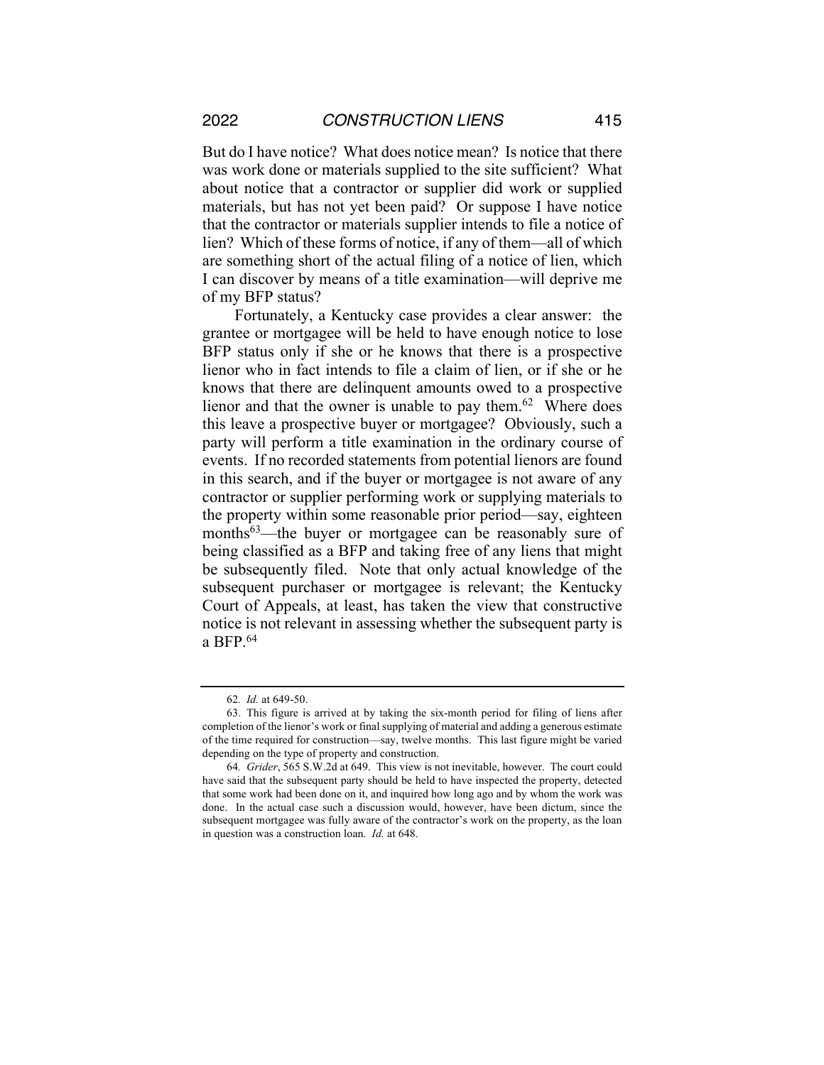But do I have notice? What does notice mean? Is notice that there was work done or materials supplied to the site sufficient? What about notice that a contractor or supplier did work or supplied materials, but has not yet been paid? Or suppose I have notice that the contractor or materials supplier intends to file a notice of lien? Which of these forms of notice, if any of them—all of which are something short of the actual filing of a notice of lien, which I can discover by means of a title examination—will deprive me of my BFP status?

Fortunately, a Kentucky case provides a clear answer: the grantee or mortgagee will be held to have enough notice to lose BFP status only if she or he knows that there is a prospective lienor who in fact intends to file a claim of lien, or if she or he knows that there are delinquent amounts owed to a prospective lienor and that the owner is unable to pay them.[62] Where does this leave a prospective buyer or mortgagee? Obviously, such a party will perform a title examination in the ordinary course of events. If no recorded statements from potential lienors are found in this search, and if the buyer or mortgagee is not aware of any contractor or supplier performing work or supplying materials to the property within some reasonable prior period—say, eighteen months[63]—the buyer or mortgagee can be reasonably sure of being classified as a BFP and taking free of any liens that might be subsequently filed. Note that only actual knowledge of the subsequent purchaser or mortgagee is relevant; the Kentucky Court of Appeals, at least, has taken the view that constructive notice is not relevant in assessing whether the subsequent party is a BFP.[64]

---

62. *Id.* at 649-50.

63. This figure is arrived at by taking the six-month period for filing of liens after completion of the lienor's work or final supplying of material and adding a generous estimate of the time required for construction—say, twelve months. This last figure might be varied depending on the type of property and construction.

64. *Grider*, 565 S.W.2d at 649. This view is not inevitable, however. The court could have said that the subsequent party should be held to have inspected the property, detected that some work had been done on it, and inquired how long ago and by whom the work was done. In the actual case such a discussion would, however, have been dictum, since the subsequent mortgagee was fully aware of the contractor's work on the property, as the loan in question was a construction loan. *Id.* at 648.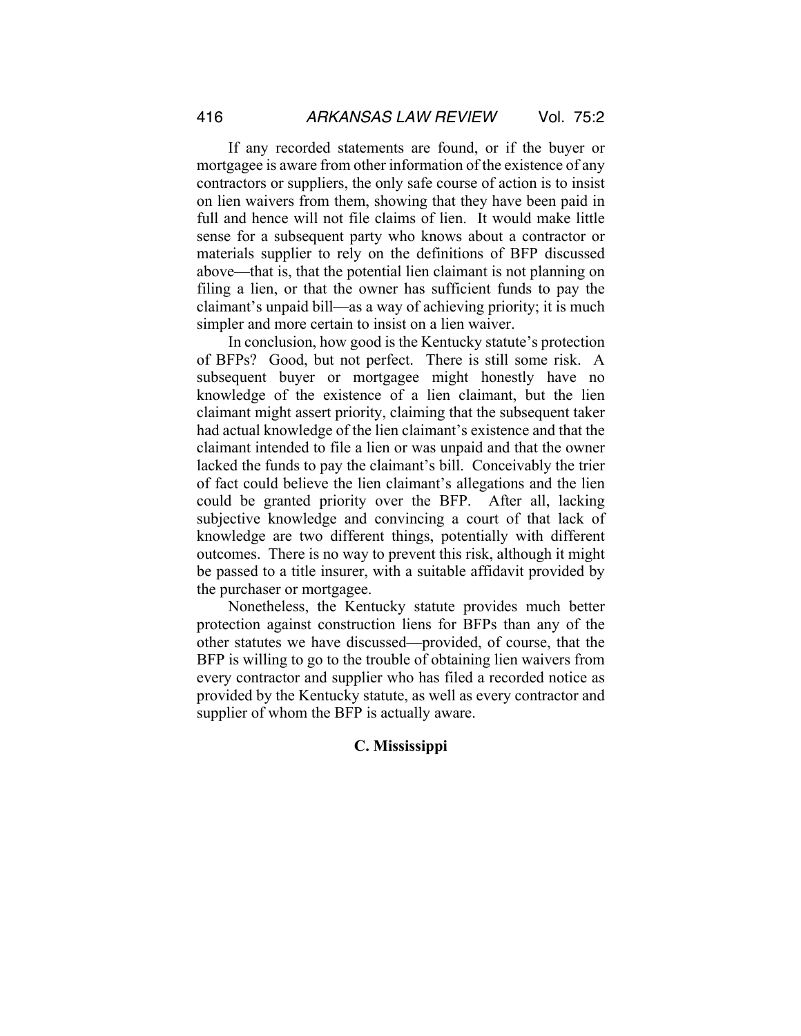If any recorded statements are found, or if the buyer or mortgagee is aware from other information of the existence of any contractors or suppliers, the only safe course of action is to insist on lien waivers from them, showing that they have been paid in full and hence will not file claims of lien. It would make little sense for a subsequent party who knows about a contractor or materials supplier to rely on the definitions of BFP discussed above—that is, that the potential lien claimant is not planning on filing a lien, or that the owner has sufficient funds to pay the claimant's unpaid bill—as a way of achieving priority; it is much simpler and more certain to insist on a lien waiver.

In conclusion, how good is the Kentucky statute's protection of BFPs? Good, but not perfect. There is still some risk. A subsequent buyer or mortgagee might honestly have no knowledge of the existence of a lien claimant, but the lien claimant might assert priority, claiming that the subsequent taker had actual knowledge of the lien claimant's existence and that the claimant intended to file a lien or was unpaid and that the owner lacked the funds to pay the claimant's bill. Conceivably the trier of fact could believe the lien claimant's allegations and the lien could be granted priority over the BFP. After all, lacking subjective knowledge and convincing a court of that lack of knowledge are two different things, potentially with different outcomes. There is no way to prevent this risk, although it might be passed to a title insurer, with a suitable affidavit provided by the purchaser or mortgagee.

Nonetheless, the Kentucky statute provides much better protection against construction liens for BFPs than any of the other statutes we have discussed—provided, of course, that the BFP is willing to go to the trouble of obtaining lien waivers from every contractor and supplier who has filed a recorded notice as provided by the Kentucky statute, as well as every contractor and supplier of whom the BFP is actually aware.

### C. Mississippi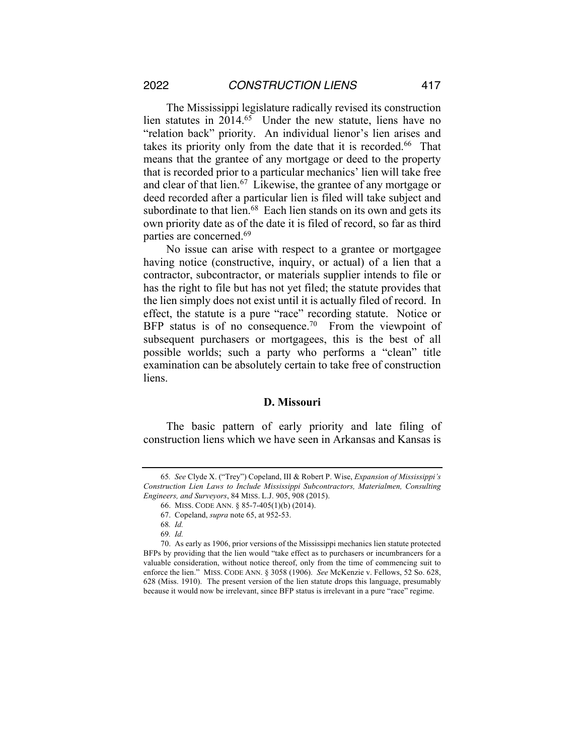The Mississippi legislature radically revised its construction lien statutes in 2014.[65] Under the new statute, liens have no "relation back" priority. An individual lienor's lien arises and takes its priority only from the date that it is recorded.[66] That means that the grantee of any mortgage or deed to the property that is recorded prior to a particular mechanics' lien will take free and clear of that lien.[67] Likewise, the grantee of any mortgage or deed recorded after a particular lien is filed will take subject and subordinate to that lien.[68] Each lien stands on its own and gets its own priority date as of the date it is filed of record, so far as third parties are concerned.[69]

No issue can arise with respect to a grantee or mortgagee having notice (constructive, inquiry, or actual) of a lien that a contractor, subcontractor, or materials supplier intends to file or has the right to file but has not yet filed; the statute provides that the lien simply does not exist until it is actually filed of record. In effect, the statute is a pure "race" recording statute. Notice or BFP status is of no consequence.[70] From the viewpoint of subsequent purchasers or mortgagees, this is the best of all possible worlds; such a party who performs a "clean" title examination can be absolutely certain to take free of construction liens.

### D. Missouri

The basic pattern of early priority and late filing of construction liens which we have seen in Arkansas and Kansas is

---

65. *See* Clyde X. ("Trey") Copeland, III & Robert P. Wise, *Expansion of Mississippi's Construction Lien Laws to Include Mississippi Subcontractors, Materialmen, Consulting Engineers, and Surveyors*, 84 MISS. L.J. 905, 908 (2015).

66. MISS. CODE ANN. § 85-7-405(1)(b) (2014).

67. Copeland, *supra* note 65, at 952-53.

68. *Id.*

69. *Id.*

70. As early as 1906, prior versions of the Mississippi mechanics lien statute protected BFPs by providing that the lien would "take effect as to purchasers or incumbrancers for a valuable consideration, without notice thereof, only from the time of commencing suit to enforce the lien." MISS. CODE ANN. § 3058 (1906). *See* McKenzie v. Fellows, 52 So. 628, 628 (Miss. 1910). The present version of the lien statute drops this language, presumably because it would now be irrelevant, since BFP status is irrelevant in a pure "race" regime.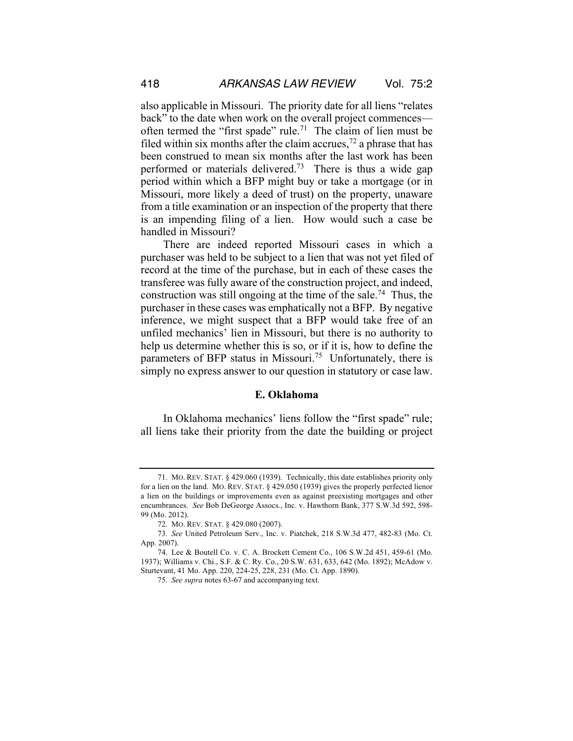also applicable in Missouri. The priority date for all liens "relates back" to the date when work on the overall project commences—often termed the "first spade" rule.[71] The claim of lien must be filed within six months after the claim accrues,[72] a phrase that has been construed to mean six months after the last work has been performed or materials delivered.[73] There is thus a wide gap period within which a BFP might buy or take a mortgage (or in Missouri, more likely a deed of trust) on the property, unaware from a title examination or an inspection of the property that there is an impending filing of a lien. How would such a case be handled in Missouri?

There are indeed reported Missouri cases in which a purchaser was held to be subject to a lien that was not yet filed of record at the time of the purchase, but in each of these cases the transferee was fully aware of the construction project, and indeed, construction was still ongoing at the time of the sale.[74] Thus, the purchaser in these cases was emphatically not a BFP. By negative inference, we might suspect that a BFP would take free of an unfiled mechanics' lien in Missouri, but there is no authority to help us determine whether this is so, or if it is, how to define the parameters of BFP status in Missouri.[75] Unfortunately, there is simply no express answer to our question in statutory or case law.

### E. Oklahoma

In Oklahoma mechanics' liens follow the "first spade" rule; all liens take their priority from the date the building or project

---

71. MO. REV. STAT. § 429.060 (1939). Technically, this date establishes priority only for a lien on the land. MO. REV. STAT. § 429.050 (1939) gives the properly perfected lienor a lien on the buildings or improvements even as against preexisting mortgages and other encumbrances. *See* Bob DeGeorge Assocs., Inc. v. Hawthorn Bank, 377 S.W.3d 592, 598-99 (Mo. 2012).

72. MO. REV. STAT. § 429.080 (2007).

73. *See* United Petroleum Serv., Inc. v. Piatchek, 218 S.W.3d 477, 482-83 (Mo. Ct. App. 2007).

74. Lee & Boutell Co. v. C. A. Brockett Cement Co., 106 S.W.2d 451, 459-61 (Mo. 1937); Williams v. Chi., S.F. & C. Ry. Co., 20 S.W. 631, 633, 642 (Mo. 1892); McAdow v. Sturtevant, 41 Mo. App. 220, 224-25, 228, 231 (Mo. Ct. App. 1890).

75. *See supra* notes 63-67 and accompanying text.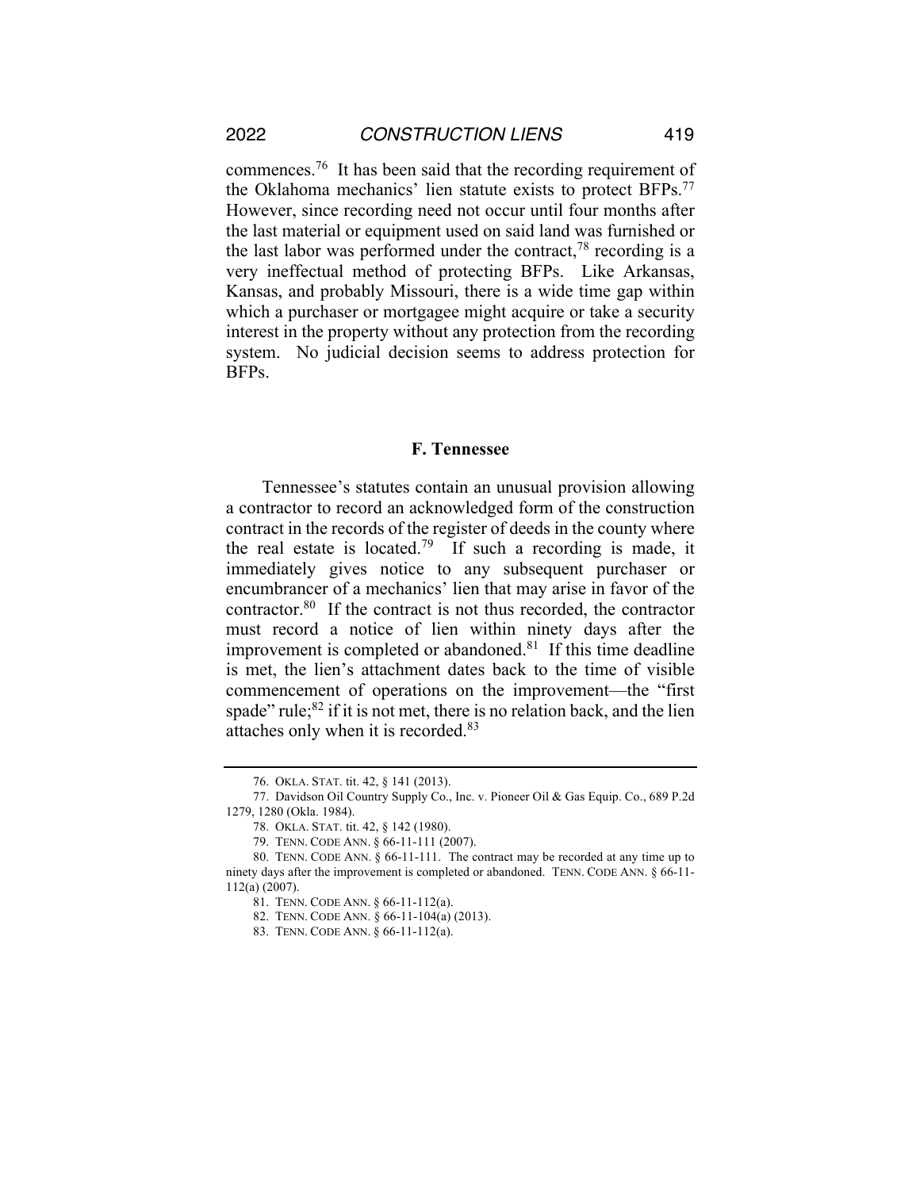commences.[76] It has been said that the recording requirement of the Oklahoma mechanics' lien statute exists to protect BFPs.[77] However, since recording need not occur until four months after the last material or equipment used on said land was furnished or the last labor was performed under the contract,[78] recording is a very ineffectual method of protecting BFPs. Like Arkansas, Kansas, and probably Missouri, there is a wide time gap within which a purchaser or mortgagee might acquire or take a security interest in the property without any protection from the recording system. No judicial decision seems to address protection for BFPs.

### F. Tennessee

Tennessee's statutes contain an unusual provision allowing a contractor to record an acknowledged form of the construction contract in the records of the register of deeds in the county where the real estate is located.[79] If such a recording is made, it immediately gives notice to any subsequent purchaser or encumbrancer of a mechanics' lien that may arise in favor of the contractor.[80] If the contract is not thus recorded, the contractor must record a notice of lien within ninety days after the improvement is completed or abandoned.[81] If this time deadline is met, the lien's attachment dates back to the time of visible commencement of operations on the improvement—the "first spade" rule;[82] if it is not met, there is no relation back, and the lien attaches only when it is recorded.[83]

---

76. OKLA. STAT. tit. 42, § 141 (2013).

77. Davidson Oil Country Supply Co., Inc. v. Pioneer Oil & Gas Equip. Co., 689 P.2d 1279, 1280 (Okla. 1984).

78. OKLA. STAT. tit. 42, § 142 (1980).

79. TENN. CODE ANN. § 66-11-111 (2007).

80. TENN. CODE ANN. § 66-11-111. The contract may be recorded at any time up to ninety days after the improvement is completed or abandoned. TENN. CODE ANN. § 66-11-112(a) (2007).

81. TENN. CODE ANN. § 66-11-112(a).

82. TENN. CODE ANN. § 66-11-104(a) (2013).

83. TENN. CODE ANN. § 66-11-112(a).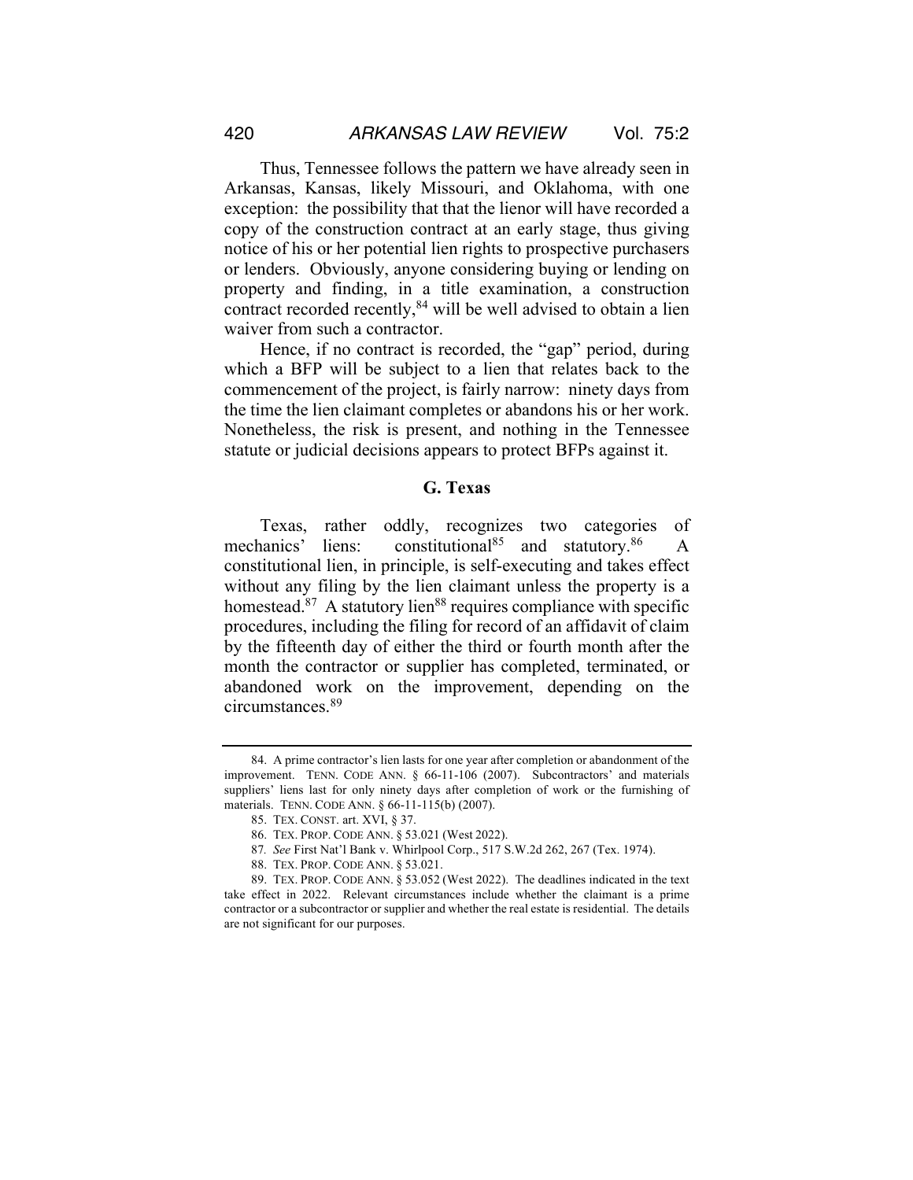Thus, Tennessee follows the pattern we have already seen in Arkansas, Kansas, likely Missouri, and Oklahoma, with one exception: the possibility that that the lienor will have recorded a copy of the construction contract at an early stage, thus giving notice of his or her potential lien rights to prospective purchasers or lenders. Obviously, anyone considering buying or lending on property and finding, in a title examination, a construction contract recorded recently,[84] will be well advised to obtain a lien waiver from such a contractor.

Hence, if no contract is recorded, the "gap" period, during which a BFP will be subject to a lien that relates back to the commencement of the project, is fairly narrow: ninety days from the time the lien claimant completes or abandons his or her work. Nonetheless, the risk is present, and nothing in the Tennessee statute or judicial decisions appears to protect BFPs against it.

### G. Texas

Texas, rather oddly, recognizes two categories of mechanics' liens: constitutional[85] and statutory.[86] A constitutional lien, in principle, is self-executing and takes effect without any filing by the lien claimant unless the property is a homestead.[87] A statutory lien[88] requires compliance with specific procedures, including the filing for record of an affidavit of claim by the fifteenth day of either the third or fourth month after the month the contractor or supplier has completed, terminated, or abandoned work on the improvement, depending on the circumstances.[89]

---

84. A prime contractor's lien lasts for one year after completion or abandonment of the improvement. TENN. CODE ANN. § 66-11-106 (2007). Subcontractors' and materials suppliers' liens last for only ninety days after completion of work or the furnishing of materials. TENN. CODE ANN. § 66-11-115(b) (2007).

85. TEX. CONST. art. XVI, § 37.

86. TEX. PROP. CODE ANN. § 53.021 (West 2022).

87. *See* First Nat'l Bank v. Whirlpool Corp., 517 S.W.2d 262, 267 (Tex. 1974).

88. TEX. PROP. CODE ANN. § 53.021.

89. TEX. PROP. CODE ANN. § 53.052 (West 2022). The deadlines indicated in the text take effect in 2022. Relevant circumstances include whether the claimant is a prime contractor or a subcontractor or supplier and whether the real estate is residential. The details are not significant for our purposes.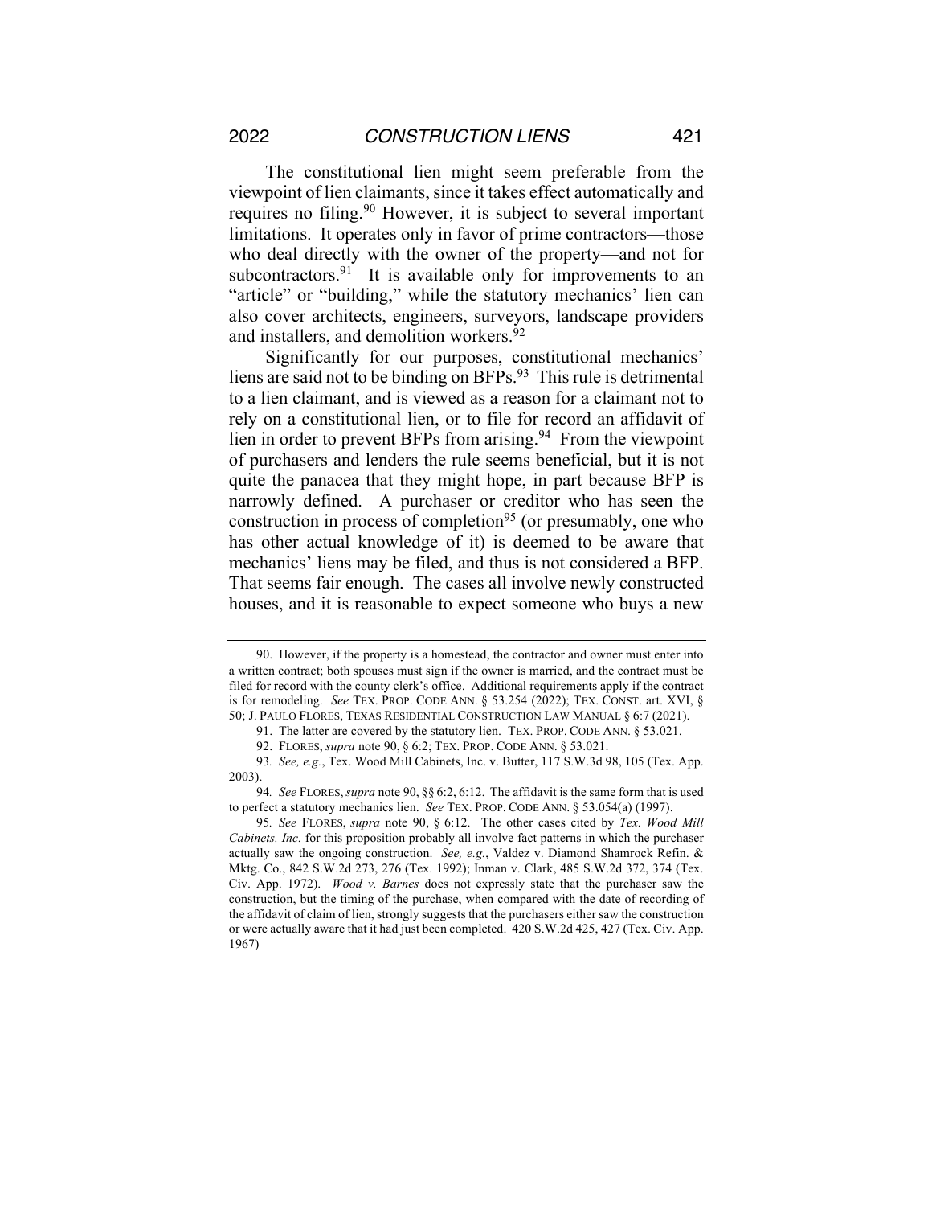The constitutional lien might seem preferable from the viewpoint of lien claimants, since it takes effect automatically and requires no filing.[90] However, it is subject to several important limitations. It operates only in favor of prime contractors—those who deal directly with the owner of the property—and not for subcontractors.[91] It is available only for improvements to an "article" or "building," while the statutory mechanics' lien can also cover architects, engineers, surveyors, landscape providers and installers, and demolition workers.[92]

Significantly for our purposes, constitutional mechanics' liens are said not to be binding on BFPs.[93] This rule is detrimental to a lien claimant, and is viewed as a reason for a claimant not to rely on a constitutional lien, or to file for record an affidavit of lien in order to prevent BFPs from arising.[94] From the viewpoint of purchasers and lenders the rule seems beneficial, but it is not quite the panacea that they might hope, in part because BFP is narrowly defined. A purchaser or creditor who has seen the construction in process of completion[95] (or presumably, one who has other actual knowledge of it) is deemed to be aware that mechanics' liens may be filed, and thus is not considered a BFP. That seems fair enough. The cases all involve newly constructed houses, and it is reasonable to expect someone who buys a new

---

90. However, if the property is a homestead, the contractor and owner must enter into a written contract; both spouses must sign if the owner is married, and the contract must be filed for record with the county clerk's office. Additional requirements apply if the contract is for remodeling. *See* TEX. PROP. CODE ANN. § 53.254 (2022); TEX. CONST. art. XVI, § 50; J. PAULO FLORES, TEXAS RESIDENTIAL CONSTRUCTION LAW MANUAL § 6:7 (2021).

91. The latter are covered by the statutory lien. TEX. PROP. CODE ANN. § 53.021.

92. FLORES, *supra* note 90, § 6:2; TEX. PROP. CODE ANN. § 53.021.

93. *See, e.g.*, Tex. Wood Mill Cabinets, Inc. v. Butter, 117 S.W.3d 98, 105 (Tex. App. 2003).

94. *See* FLORES, *supra* note 90, §§ 6:2, 6:12. The affidavit is the same form that is used to perfect a statutory mechanics lien. *See* TEX. PROP. CODE ANN. § 53.054(a) (1997).

95. *See* FLORES, *supra* note 90, § 6:12. The other cases cited by *Tex. Wood Mill Cabinets, Inc.* for this proposition probably all involve fact patterns in which the purchaser actually saw the ongoing construction. *See, e.g.*, Valdez v. Diamond Shamrock Refin. & Mktg. Co., 842 S.W.2d 273, 276 (Tex. 1992); Inman v. Clark, 485 S.W.2d 372, 374 (Tex. Civ. App. 1972). *Wood v. Barnes* does not expressly state that the purchaser saw the construction, but the timing of the purchase, when compared with the date of recording of the affidavit of claim of lien, strongly suggests that the purchasers either saw the construction or were actually aware that it had just been completed. 420 S.W.2d 425, 427 (Tex. Civ. App. 1967)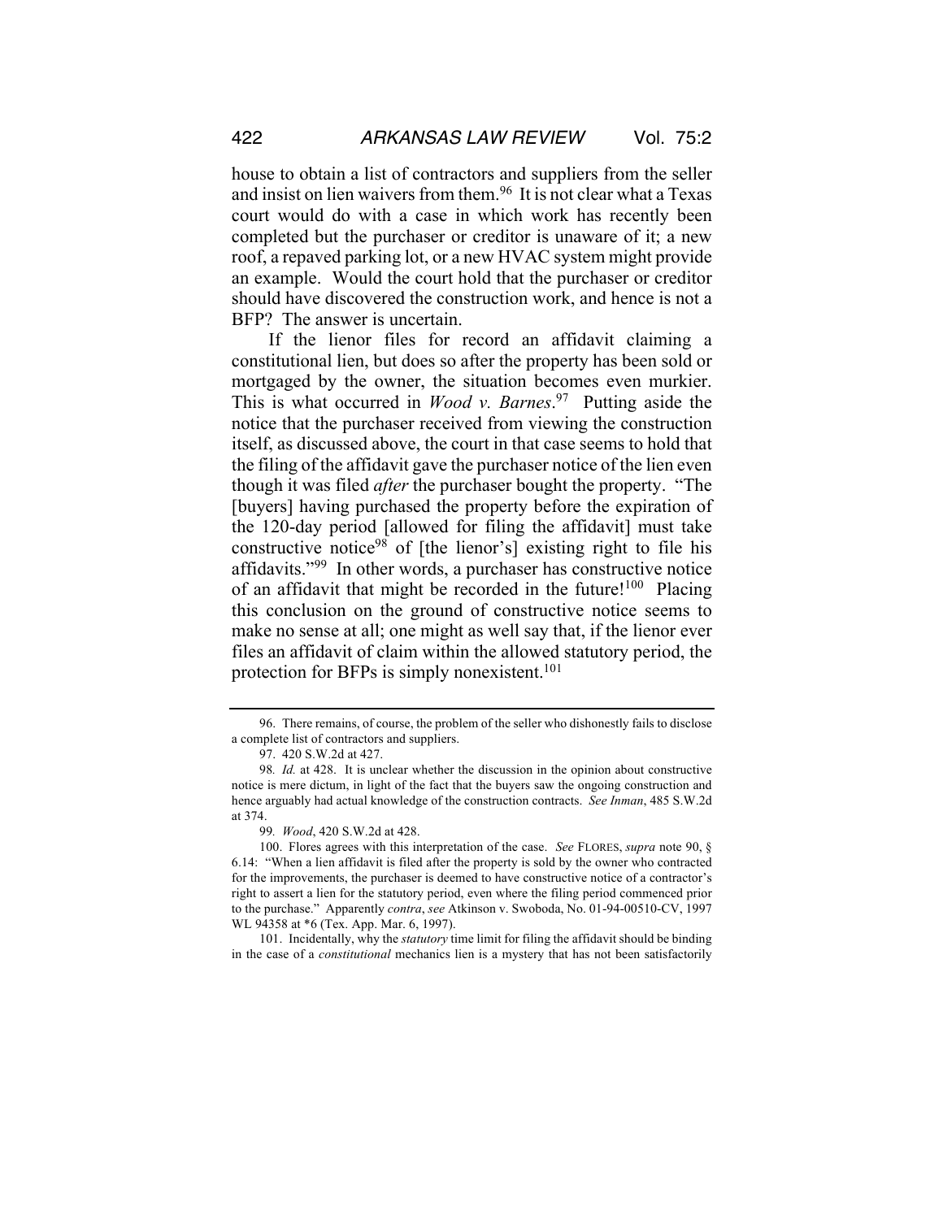house to obtain a list of contractors and suppliers from the seller and insist on lien waivers from them.[96] It is not clear what a Texas court would do with a case in which work has recently been completed but the purchaser or creditor is unaware of it; a new roof, a repaved parking lot, or a new HVAC system might provide an example. Would the court hold that the purchaser or creditor should have discovered the construction work, and hence is not a BFP? The answer is uncertain.

If the lienor files for record an affidavit claiming a constitutional lien, but does so after the property has been sold or mortgaged by the owner, the situation becomes even murkier. This is what occurred in *Wood v. Barnes*.[97] Putting aside the notice that the purchaser received from viewing the construction itself, as discussed above, the court in that case seems to hold that the filing of the affidavit gave the purchaser notice of the lien even though it was filed *after* the purchaser bought the property. "The [buyers] having purchased the property before the expiration of the 120-day period [allowed for filing the affidavit] must take constructive notice[98] of [the lienor's] existing right to file his affidavits."[99] In other words, a purchaser has constructive notice of an affidavit that might be recorded in the future![100] Placing this conclusion on the ground of constructive notice seems to make no sense at all; one might as well say that, if the lienor ever files an affidavit of claim within the allowed statutory period, the protection for BFPs is simply nonexistent.[101]

---

96. There remains, of course, the problem of the seller who dishonestly fails to disclose a complete list of contractors and suppliers.

97. 420 S.W.2d at 427.

98. *Id.* at 428. It is unclear whether the discussion in the opinion about constructive notice is mere dictum, in light of the fact that the buyers saw the ongoing construction and hence arguably had actual knowledge of the construction contracts. *See Inman*, 485 S.W.2d at 374.

99. *Wood*, 420 S.W.2d at 428.

100. Flores agrees with this interpretation of the case. *See* FLORES, *supra* note 90, § 6.14: "When a lien affidavit is filed after the property is sold by the owner who contracted for the improvements, the purchaser is deemed to have constructive notice of a contractor's right to assert a lien for the statutory period, even where the filing period commenced prior to the purchase." Apparently *contra*, *see* Atkinson v. Swoboda, No. 01-94-00510-CV, 1997 WL 94358 at *6 (Tex. App. Mar. 6, 1997).

101. Incidentally, why the *statutory* time limit for filing the affidavit should be binding in the case of a *constitutional* mechanics lien is a mystery that has not been satisfactorily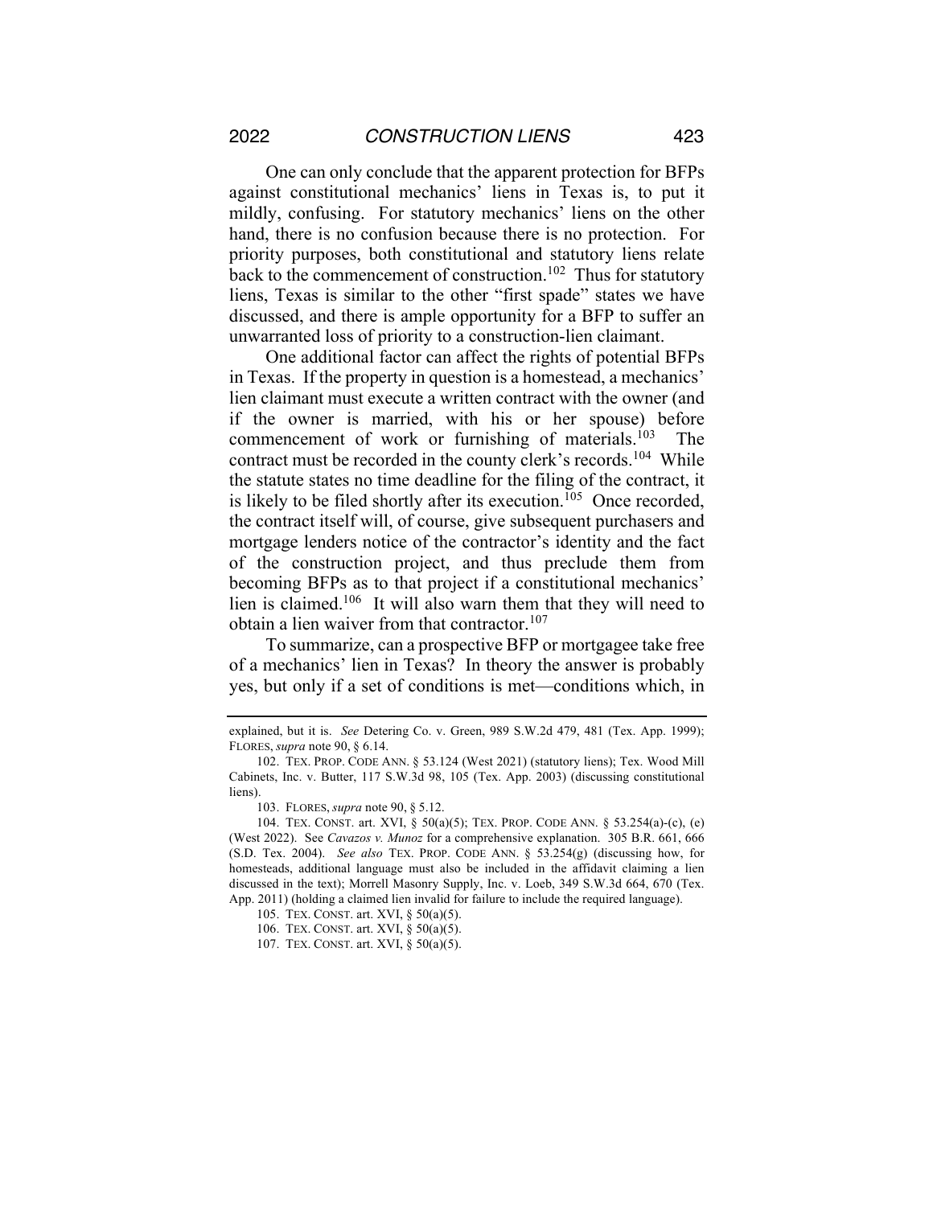One can only conclude that the apparent protection for BFPs against constitutional mechanics' liens in Texas is, to put it mildly, confusing. For statutory mechanics' liens on the other hand, there is no confusion because there is no protection. For priority purposes, both constitutional and statutory liens relate back to the commencement of construction.[102] Thus for statutory liens, Texas is similar to the other "first spade" states we have discussed, and there is ample opportunity for a BFP to suffer an unwarranted loss of priority to a construction-lien claimant.

One additional factor can affect the rights of potential BFPs in Texas. If the property in question is a homestead, a mechanics' lien claimant must execute a written contract with the owner (and if the owner is married, with his or her spouse) before commencement of work or furnishing of materials.[103] The contract must be recorded in the county clerk's records.[104] While the statute states no time deadline for the filing of the contract, it is likely to be filed shortly after its execution.[105] Once recorded, the contract itself will, of course, give subsequent purchasers and mortgage lenders notice of the contractor's identity and the fact of the construction project, and thus preclude them from becoming BFPs as to that project if a constitutional mechanics' lien is claimed.[106] It will also warn them that they will need to obtain a lien waiver from that contractor.[107]

To summarize, can a prospective BFP or mortgagee take free of a mechanics' lien in Texas? In theory the answer is probably yes, but only if a set of conditions is met—conditions which, in

---

explained, but it is. *See* Detering Co. v. Green, 989 S.W.2d 479, 481 (Tex. App. 1999); FLORES, *supra* note 90, § 6.14.

102. TEX. PROP. CODE ANN. § 53.124 (West 2021) (statutory liens); Tex. Wood Mill Cabinets, Inc. v. Butter, 117 S.W.3d 98, 105 (Tex. App. 2003) (discussing constitutional liens).

103. FLORES, *supra* note 90, § 5.12.

104. TEX. CONST. art. XVI, § 50(a)(5); TEX. PROP. CODE ANN. § 53.254(a)-(c), (e) (West 2022). See *Cavazos v. Munoz* for a comprehensive explanation. 305 B.R. 661, 666 (S.D. Tex. 2004). *See also* TEX. PROP. CODE ANN. § 53.254(g) (discussing how, for homesteads, additional language must also be included in the affidavit claiming a lien discussed in the text); Morrell Masonry Supply, Inc. v. Loeb, 349 S.W.3d 664, 670 (Tex. App. 2011) (holding a claimed lien invalid for failure to include the required language).

105. TEX. CONST. art. XVI, § 50(a)(5).

106. TEX. CONST. art. XVI, § 50(a)(5).

107. TEX. CONST. art. XVI, § 50(a)(5).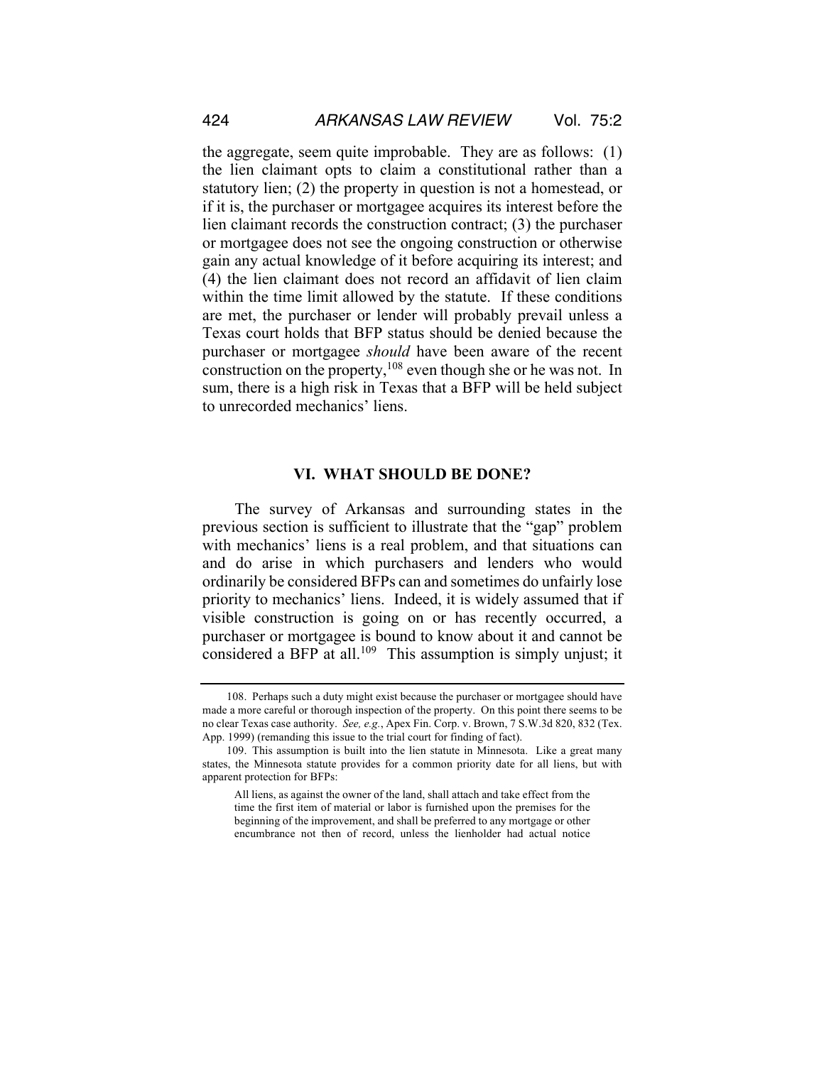the aggregate, seem quite improbable. They are as follows: (1) the lien claimant opts to claim a constitutional rather than a statutory lien; (2) the property in question is not a homestead, or if it is, the purchaser or mortgagee acquires its interest before the lien claimant records the construction contract; (3) the purchaser or mortgagee does not see the ongoing construction or otherwise gain any actual knowledge of it before acquiring its interest; and (4) the lien claimant does not record an affidavit of lien claim within the time limit allowed by the statute. If these conditions are met, the purchaser or lender will probably prevail unless a Texas court holds that BFP status should be denied because the purchaser or mortgagee *should* have been aware of the recent construction on the property,[108] even though she or he was not. In sum, there is a high risk in Texas that a BFP will be held subject to unrecorded mechanics' liens.

## VI. WHAT SHOULD BE DONE?

The survey of Arkansas and surrounding states in the previous section is sufficient to illustrate that the "gap" problem with mechanics' liens is a real problem, and that situations can and do arise in which purchasers and lenders who would ordinarily be considered BFPs can and sometimes do unfairly lose priority to mechanics' liens. Indeed, it is widely assumed that if visible construction is going on or has recently occurred, a purchaser or mortgagee is bound to know about it and cannot be considered a BFP at all.[109] This assumption is simply unjust; it

---

108. Perhaps such a duty might exist because the purchaser or mortgagee should have made a more careful or thorough inspection of the property. On this point there seems to be no clear Texas case authority. *See, e.g.*, Apex Fin. Corp. v. Brown, 7 S.W.3d 820, 832 (Tex. App. 1999) (remanding this issue to the trial court for finding of fact).

109. This assumption is built into the lien statute in Minnesota. Like a great many states, the Minnesota statute provides for a common priority date for all liens, but with apparent protection for BFPs:

> All liens, as against the owner of the land, shall attach and take effect from the time the first item of material or labor is furnished upon the premises for the beginning of the improvement, and shall be preferred to any mortgage or other encumbrance not then of record, unless the lienholder had actual notice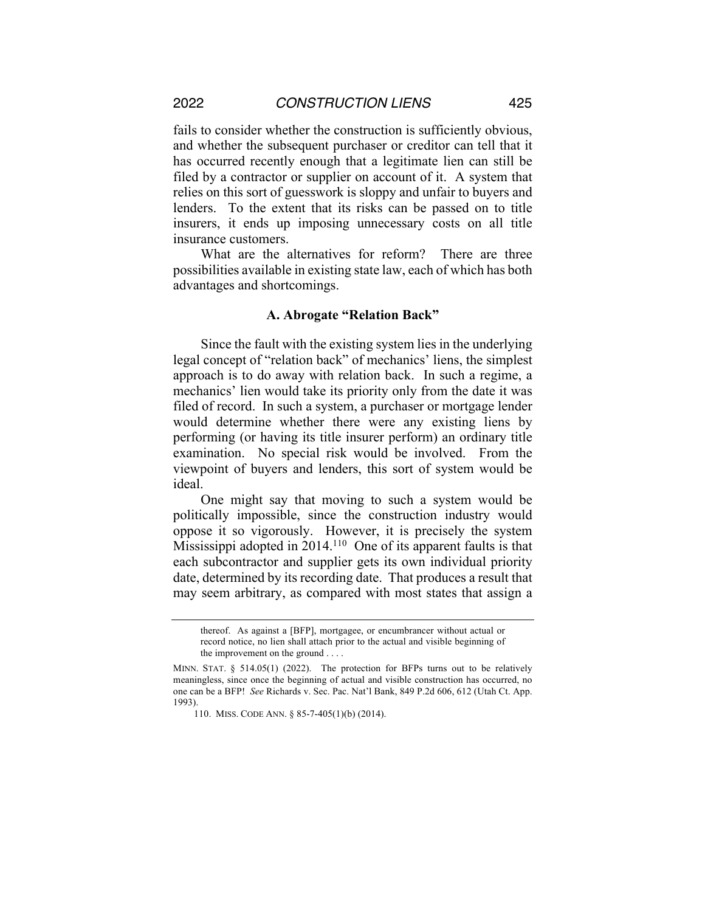fails to consider whether the construction is sufficiently obvious, and whether the subsequent purchaser or creditor can tell that it has occurred recently enough that a legitimate lien can still be filed by a contractor or supplier on account of it. A system that relies on this sort of guesswork is sloppy and unfair to buyers and lenders. To the extent that its risks can be passed on to title insurers, it ends up imposing unnecessary costs on all title insurance customers.

What are the alternatives for reform? There are three possibilities available in existing state law, each of which has both advantages and shortcomings.

### A. Abrogate "Relation Back"

Since the fault with the existing system lies in the underlying legal concept of "relation back" of mechanics' liens, the simplest approach is to do away with relation back. In such a regime, a mechanics' lien would take its priority only from the date it was filed of record. In such a system, a purchaser or mortgage lender would determine whether there were any existing liens by performing (or having its title insurer perform) an ordinary title examination. No special risk would be involved. From the viewpoint of buyers and lenders, this sort of system would be ideal.

One might say that moving to such a system would be politically impossible, since the construction industry would oppose it so vigorously. However, it is precisely the system Mississippi adopted in 2014.[110] One of its apparent faults is that each subcontractor and supplier gets its own individual priority date, determined by its recording date. That produces a result that may seem arbitrary, as compared with most states that assign a

---

> thereof. As against a [BFP], mortgagee, or encumbrancer without actual or record notice, no lien shall attach prior to the actual and visible beginning of the improvement on the ground . . . .

MINN. STAT. § 514.05(1) (2022). The protection for BFPs turns out to be relatively meaningless, since once the beginning of actual and visible construction has occurred, no one can be a BFP! *See* Richards v. Sec. Pac. Nat'l Bank, 849 P.2d 606, 612 (Utah Ct. App. 1993).

110. MISS. CODE ANN. § 85-7-405(1)(b) (2014).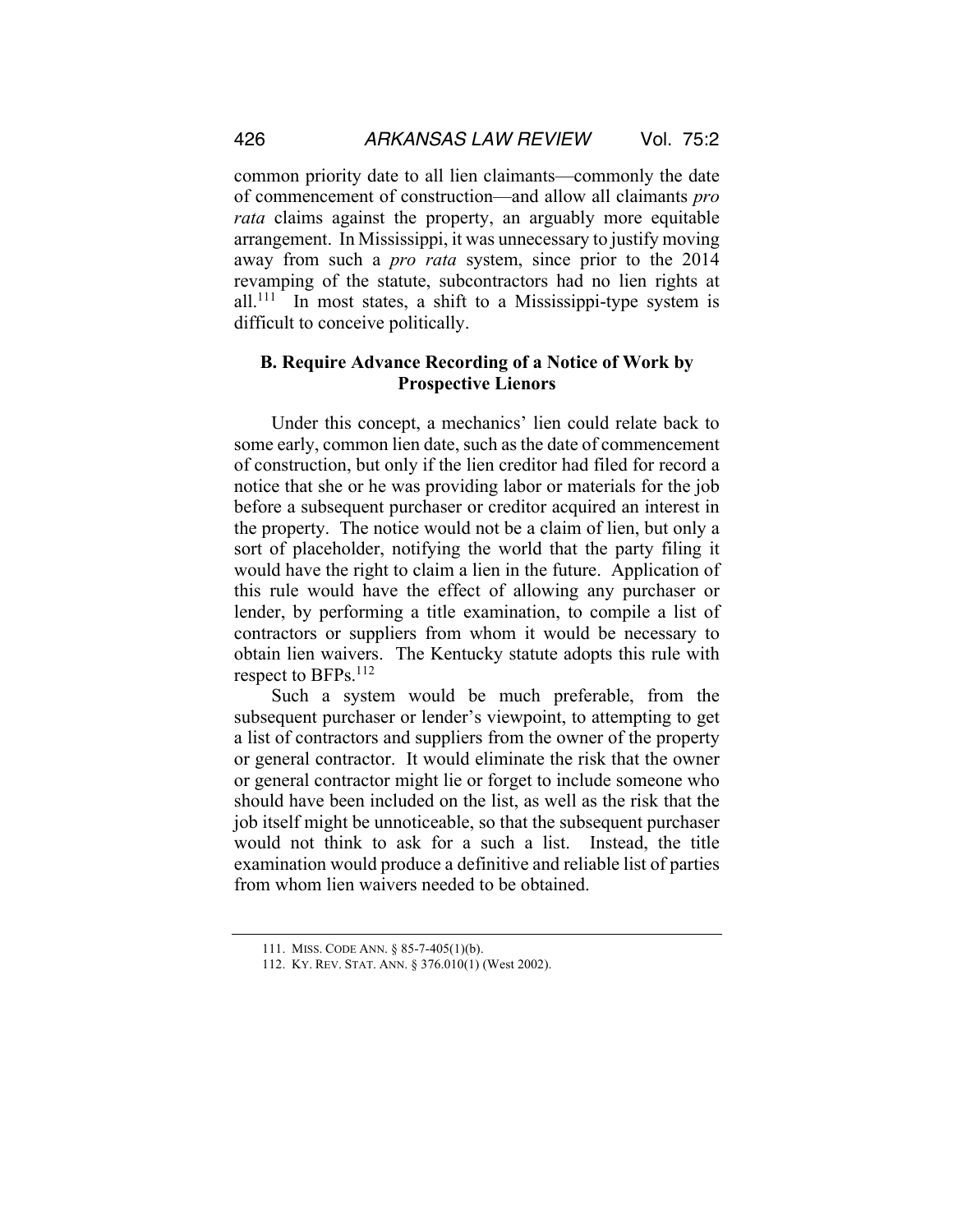common priority date to all lien claimants—commonly the date of commencement of construction—and allow all claimants *pro rata* claims against the property, an arguably more equitable arrangement. In Mississippi, it was unnecessary to justify moving away from such a *pro rata* system, since prior to the 2014 revamping of the statute, subcontractors had no lien rights at all.[111] In most states, a shift to a Mississippi-type system is difficult to conceive politically.

### B. Require Advance Recording of a Notice of Work by Prospective Lienors

Under this concept, a mechanics' lien could relate back to some early, common lien date, such as the date of commencement of construction, but only if the lien creditor had filed for record a notice that she or he was providing labor or materials for the job before a subsequent purchaser or creditor acquired an interest in the property. The notice would not be a claim of lien, but only a sort of placeholder, notifying the world that the party filing it would have the right to claim a lien in the future. Application of this rule would have the effect of allowing any purchaser or lender, by performing a title examination, to compile a list of contractors or suppliers from whom it would be necessary to obtain lien waivers. The Kentucky statute adopts this rule with respect to BFPs.[112]

Such a system would be much preferable, from the subsequent purchaser or lender's viewpoint, to attempting to get a list of contractors and suppliers from the owner of the property or general contractor. It would eliminate the risk that the owner or general contractor might lie or forget to include someone who should have been included on the list, as well as the risk that the job itself might be unnoticeable, so that the subsequent purchaser would not think to ask for a such a list. Instead, the title examination would produce a definitive and reliable list of parties from whom lien waivers needed to be obtained.

---

111. MISS. CODE ANN. § 85-7-405(1)(b).

112. KY. REV. STAT. ANN. § 376.010(1) (West 2002).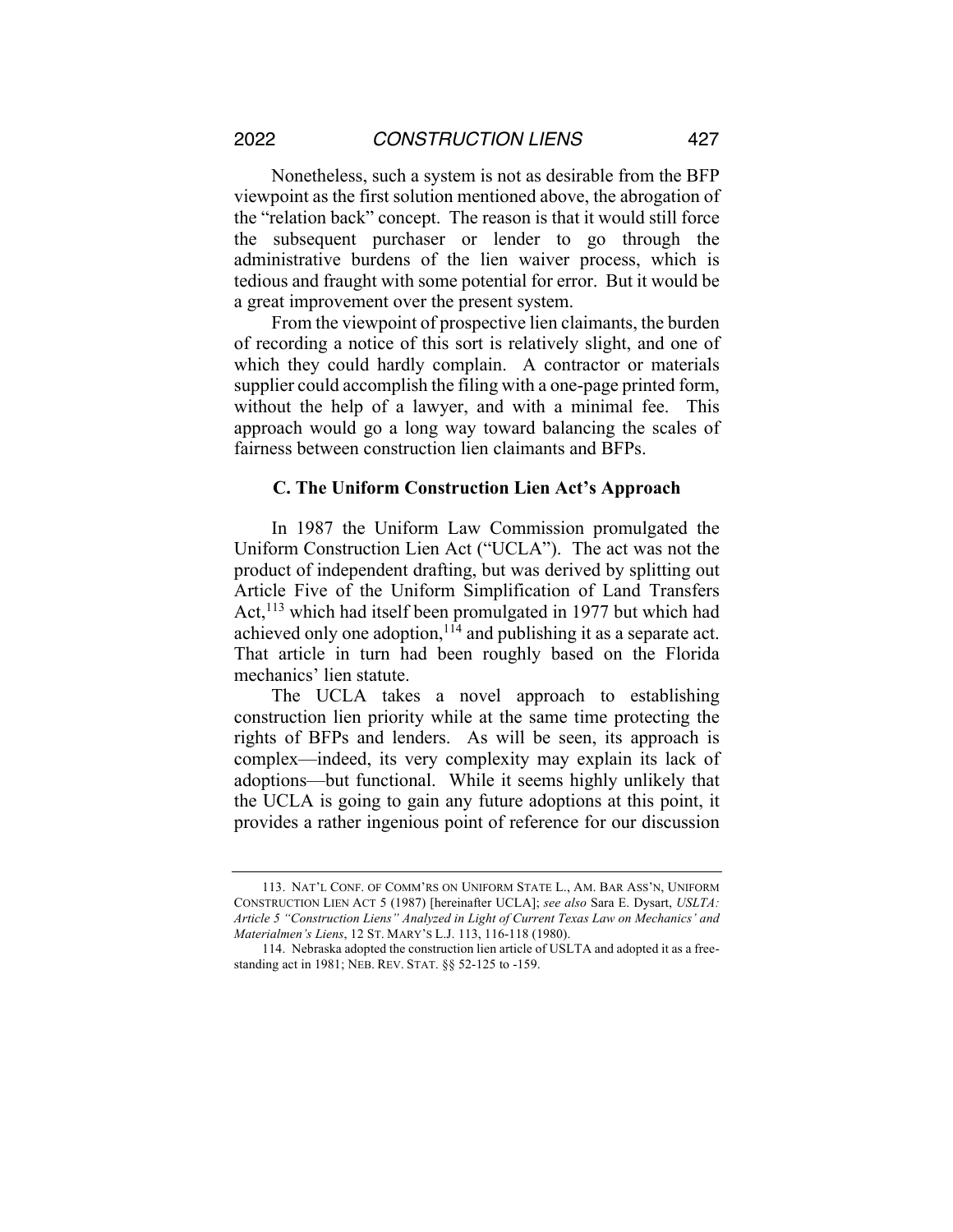Nonetheless, such a system is not as desirable from the BFP viewpoint as the first solution mentioned above, the abrogation of the "relation back" concept. The reason is that it would still force the subsequent purchaser or lender to go through the administrative burdens of the lien waiver process, which is tedious and fraught with some potential for error. But it would be a great improvement over the present system.

From the viewpoint of prospective lien claimants, the burden of recording a notice of this sort is relatively slight, and one of which they could hardly complain. A contractor or materials supplier could accomplish the filing with a one-page printed form, without the help of a lawyer, and with a minimal fee. This approach would go a long way toward balancing the scales of fairness between construction lien claimants and BFPs.

### C. The Uniform Construction Lien Act's Approach

In 1987 the Uniform Law Commission promulgated the Uniform Construction Lien Act ("UCLA"). The act was not the product of independent drafting, but was derived by splitting out Article Five of the Uniform Simplification of Land Transfers Act,[113] which had itself been promulgated in 1977 but which had achieved only one adoption,[114] and publishing it as a separate act. That article in turn had been roughly based on the Florida mechanics' lien statute.

The UCLA takes a novel approach to establishing construction lien priority while at the same time protecting the rights of BFPs and lenders. As will be seen, its approach is complex—indeed, its very complexity may explain its lack of adoptions—but functional. While it seems highly unlikely that the UCLA is going to gain any future adoptions at this point, it provides a rather ingenious point of reference for our discussion

---

113. NAT'L CONF. OF COMM'RS ON UNIFORM STATE L., AM. BAR ASS'N, UNIFORM CONSTRUCTION LIEN ACT 5 (1987) [hereinafter UCLA]; *see also* Sara E. Dysart, *USLTA: Article 5 "Construction Liens" Analyzed in Light of Current Texas Law on Mechanics' and Materialmen's Liens*, 12 ST. MARY'S L.J. 113, 116-118 (1980).

114. Nebraska adopted the construction lien article of USLTA and adopted it as a free-standing act in 1981; NEB. REV. STAT. §§ 52-125 to -159.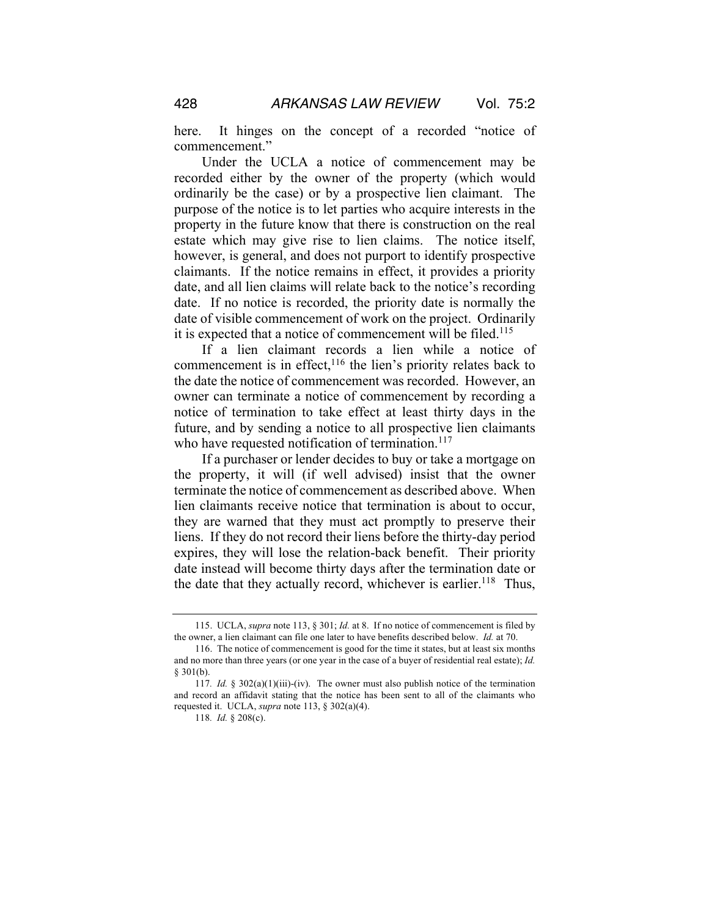here. It hinges on the concept of a recorded "notice of commencement."

Under the UCLA a notice of commencement may be recorded either by the owner of the property (which would ordinarily be the case) or by a prospective lien claimant. The purpose of the notice is to let parties who acquire interests in the property in the future know that there is construction on the real estate which may give rise to lien claims. The notice itself, however, is general, and does not purport to identify prospective claimants. If the notice remains in effect, it provides a priority date, and all lien claims will relate back to the notice's recording date. If no notice is recorded, the priority date is normally the date of visible commencement of work on the project. Ordinarily it is expected that a notice of commencement will be filed.[115]

If a lien claimant records a lien while a notice of commencement is in effect,[116] the lien's priority relates back to the date the notice of commencement was recorded. However, an owner can terminate a notice of commencement by recording a notice of termination to take effect at least thirty days in the future, and by sending a notice to all prospective lien claimants who have requested notification of termination.[117]

If a purchaser or lender decides to buy or take a mortgage on the property, it will (if well advised) insist that the owner terminate the notice of commencement as described above. When lien claimants receive notice that termination is about to occur, they are warned that they must act promptly to preserve their liens. If they do not record their liens before the thirty-day period expires, they will lose the relation-back benefit. Their priority date instead will become thirty days after the termination date or the date that they actually record, whichever is earlier.[118] Thus,

---

115. UCLA, *supra* note 113, § 301; *Id.* at 8. If no notice of commencement is filed by the owner, a lien claimant can file one later to have benefits described below. *Id.* at 70.

116. The notice of commencement is good for the time it states, but at least six months and no more than three years (or one year in the case of a buyer of residential real estate); *Id.* § 301(b).

117. *Id.* § 302(a)(1)(iii)-(iv). The owner must also publish notice of the termination and record an affidavit stating that the notice has been sent to all of the claimants who requested it. UCLA, *supra* note 113, § 302(a)(4).

118. *Id.* § 208(c).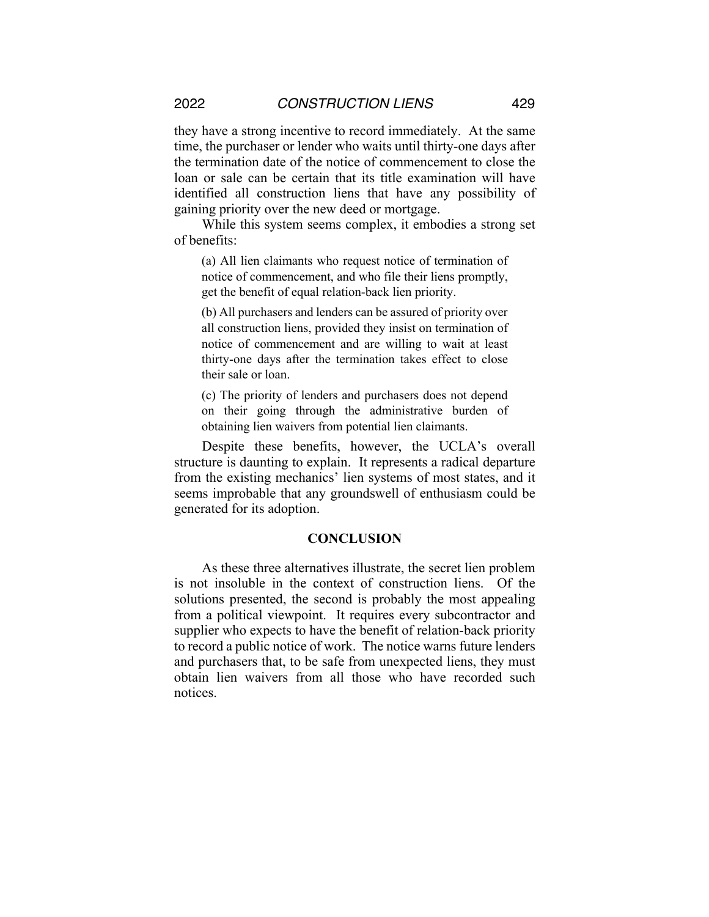they have a strong incentive to record immediately. At the same time, the purchaser or lender who waits until thirty-one days after the termination date of the notice of commencement to close the loan or sale can be certain that its title examination will have identified all construction liens that have any possibility of gaining priority over the new deed or mortgage.

While this system seems complex, it embodies a strong set of benefits:

> (a) All lien claimants who request notice of termination of notice of commencement, and who file their liens promptly, get the benefit of equal relation-back lien priority.
>
> (b) All purchasers and lenders can be assured of priority over all construction liens, provided they insist on termination of notice of commencement and are willing to wait at least thirty-one days after the termination takes effect to close their sale or loan.
>
> (c) The priority of lenders and purchasers does not depend on their going through the administrative burden of obtaining lien waivers from potential lien claimants.

Despite these benefits, however, the UCLA's overall structure is daunting to explain. It represents a radical departure from the existing mechanics' lien systems of most states, and it seems improbable that any groundswell of enthusiasm could be generated for its adoption.

## CONCLUSION

As these three alternatives illustrate, the secret lien problem is not insoluble in the context of construction liens. Of the solutions presented, the second is probably the most appealing from a political viewpoint. It requires every subcontractor and supplier who expects to have the benefit of relation-back priority to record a public notice of work. The notice warns future lenders and purchasers that, to be safe from unexpected liens, they must obtain lien waivers from all those who have recorded such notices.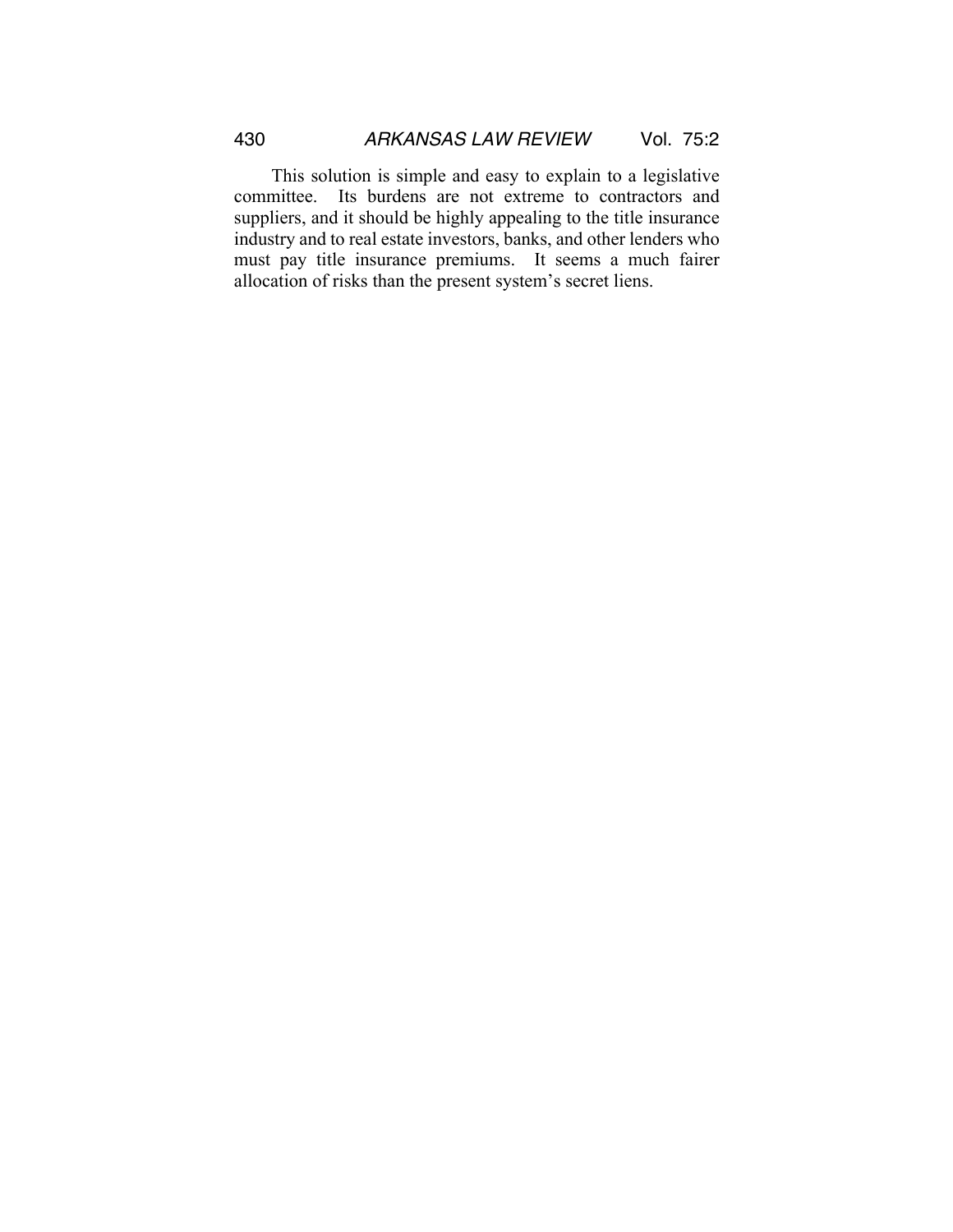This solution is simple and easy to explain to a legislative committee. Its burdens are not extreme to contractors and suppliers, and it should be highly appealing to the title insurance industry and to real estate investors, banks, and other lenders who must pay title insurance premiums. It seems a much fairer allocation of risks than the present system's secret liens.